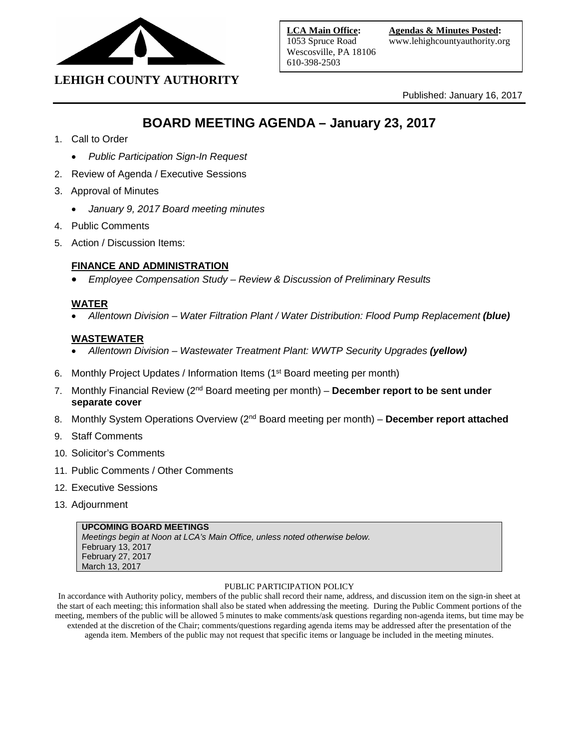**LEHIGH COUNTY AUTHORITY**

**LCA Main Office:**
1053 Spruce Road
Wescosville, PA 18106
610-398-2503

**Agendas & Minutes Posted:**
www.lehighcountyauthority.org

Published: January 16, 2017

# BOARD MEETING AGENDA – January 23, 2017

1. Call to Order
   - *Public Participation Sign-In Request*
2. Review of Agenda / Executive Sessions
3. Approval of Minutes
   - *January 9, 2017 Board meeting minutes*
4. Public Comments
5. Action / Discussion Items:

   **FINANCE AND ADMINISTRATION**
   - *Employee Compensation Study – Review & Discussion of Preliminary Results*

   **WATER**
   - *Allentown Division – Water Filtration Plant / Water Distribution: Flood Pump Replacement* ***(blue)***

   **WASTEWATER**
   - *Allentown Division – Wastewater Treatment Plant: WWTP Security Upgrades* ***(yellow)***

6. Monthly Project Updates / Information Items (1st Board meeting per month)
7. Monthly Financial Review (2nd Board meeting per month) – **December report to be sent under separate cover**
8. Monthly System Operations Overview (2nd Board meeting per month) – **December report attached**
9. Staff Comments
10. Solicitor's Comments
11. Public Comments / Other Comments
12. Executive Sessions
13. Adjournment

**UPCOMING BOARD MEETINGS**
*Meetings begin at Noon at LCA's Main Office, unless noted otherwise below.*
February 13, 2017
February 27, 2017
March 13, 2017

PUBLIC PARTICIPATION POLICY

In accordance with Authority policy, members of the public shall record their name, address, and discussion item on the sign-in sheet at the start of each meeting; this information shall also be stated when addressing the meeting. During the Public Comment portions of the meeting, members of the public will be allowed 5 minutes to make comments/ask questions regarding non-agenda items, but time may be extended at the discretion of the Chair; comments/questions regarding agenda items may be addressed after the presentation of the agenda item. Members of the public may not request that specific items or language be included in the meeting minutes.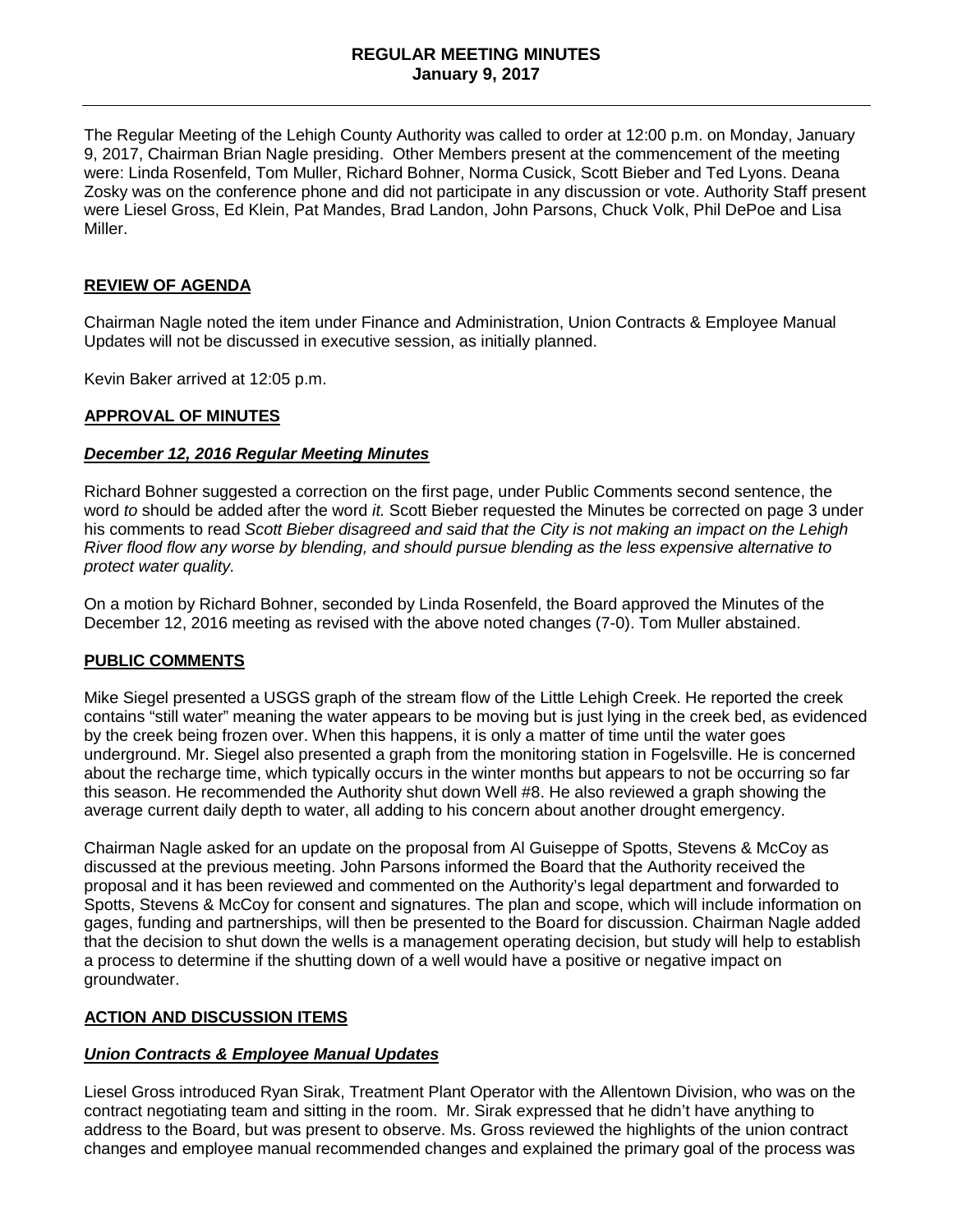# REGULAR MEETING MINUTES
**January 9, 2017**

---

The Regular Meeting of the Lehigh County Authority was called to order at 12:00 p.m. on Monday, January 9, 2017, Chairman Brian Nagle presiding. Other Members present at the commencement of the meeting were: Linda Rosenfeld, Tom Muller, Richard Bohner, Norma Cusick, Scott Bieber and Ted Lyons. Deana Zosky was on the conference phone and did not participate in any discussion or vote. Authority Staff present were Liesel Gross, Ed Klein, Pat Mandes, Brad Landon, John Parsons, Chuck Volk, Phil DePoe and Lisa Miller.

## REVIEW OF AGENDA

Chairman Nagle noted the item under Finance and Administration, Union Contracts & Employee Manual Updates will not be discussed in executive session, as initially planned.

Kevin Baker arrived at 12:05 p.m.

## APPROVAL OF MINUTES

### *December 12, 2016 Regular Meeting Minutes*

Richard Bohner suggested a correction on the first page, under Public Comments second sentence, the word *to* should be added after the word *it.* Scott Bieber requested the Minutes be corrected on page 3 under his comments to read *Scott Bieber disagreed and said that the City is not making an impact on the Lehigh River flood flow any worse by blending, and should pursue blending as the less expensive alternative to protect water quality.*

On a motion by Richard Bohner, seconded by Linda Rosenfeld, the Board approved the Minutes of the December 12, 2016 meeting as revised with the above noted changes (7-0). Tom Muller abstained.

## PUBLIC COMMENTS

Mike Siegel presented a USGS graph of the stream flow of the Little Lehigh Creek. He reported the creek contains "still water" meaning the water appears to be moving but is just lying in the creek bed, as evidenced by the creek being frozen over. When this happens, it is only a matter of time until the water goes underground. Mr. Siegel also presented a graph from the monitoring station in Fogelsville. He is concerned about the recharge time, which typically occurs in the winter months but appears to not be occurring so far this season. He recommended the Authority shut down Well #8. He also reviewed a graph showing the average current daily depth to water, all adding to his concern about another drought emergency.

Chairman Nagle asked for an update on the proposal from Al Guiseppe of Spotts, Stevens & McCoy as discussed at the previous meeting. John Parsons informed the Board that the Authority received the proposal and it has been reviewed and commented on the Authority's legal department and forwarded to Spotts, Stevens & McCoy for consent and signatures. The plan and scope, which will include information on gages, funding and partnerships, will then be presented to the Board for discussion. Chairman Nagle added that the decision to shut down the wells is a management operating decision, but study will help to establish a process to determine if the shutting down of a well would have a positive or negative impact on groundwater.

## ACTION AND DISCUSSION ITEMS

### *Union Contracts & Employee Manual Updates*

Liesel Gross introduced Ryan Sirak, Treatment Plant Operator with the Allentown Division, who was on the contract negotiating team and sitting in the room. Mr. Sirak expressed that he didn't have anything to address to the Board, but was present to observe. Ms. Gross reviewed the highlights of the union contract changes and employee manual recommended changes and explained the primary goal of the process was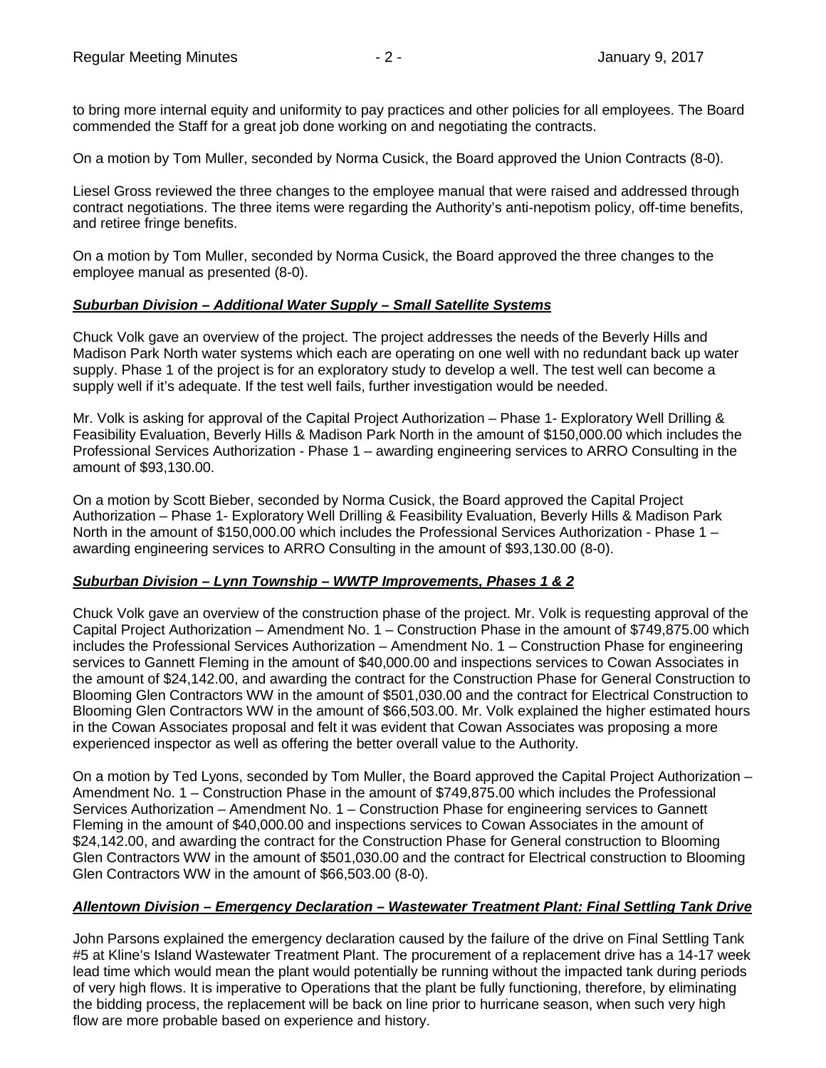to bring more internal equity and uniformity to pay practices and other policies for all employees. The Board commended the Staff for a great job done working on and negotiating the contracts.

On a motion by Tom Muller, seconded by Norma Cusick, the Board approved the Union Contracts (8-0).

Liesel Gross reviewed the three changes to the employee manual that were raised and addressed through contract negotiations. The three items were regarding the Authority's anti-nepotism policy, off-time benefits, and retiree fringe benefits.

On a motion by Tom Muller, seconded by Norma Cusick, the Board approved the three changes to the employee manual as presented (8-0).

***Suburban Division – Additional Water Supply – Small Satellite Systems***

Chuck Volk gave an overview of the project. The project addresses the needs of the Beverly Hills and Madison Park North water systems which each are operating on one well with no redundant back up water supply. Phase 1 of the project is for an exploratory study to develop a well. The test well can become a supply well if it's adequate. If the test well fails, further investigation would be needed.

Mr. Volk is asking for approval of the Capital Project Authorization – Phase 1- Exploratory Well Drilling & Feasibility Evaluation, Beverly Hills & Madison Park North in the amount of $150,000.00 which includes the Professional Services Authorization - Phase 1 – awarding engineering services to ARRO Consulting in the amount of $93,130.00.

On a motion by Scott Bieber, seconded by Norma Cusick, the Board approved the Capital Project Authorization – Phase 1- Exploratory Well Drilling & Feasibility Evaluation, Beverly Hills & Madison Park North in the amount of $150,000.00 which includes the Professional Services Authorization - Phase 1 – awarding engineering services to ARRO Consulting in the amount of $93,130.00 (8-0).

***Suburban Division – Lynn Township – WWTP Improvements, Phases 1 & 2***

Chuck Volk gave an overview of the construction phase of the project. Mr. Volk is requesting approval of the Capital Project Authorization – Amendment No. 1 – Construction Phase in the amount of $749,875.00 which includes the Professional Services Authorization – Amendment No. 1 – Construction Phase for engineering services to Gannett Fleming in the amount of $40,000.00 and inspections services to Cowan Associates in the amount of $24,142.00, and awarding the contract for the Construction Phase for General Construction to Blooming Glen Contractors WW in the amount of $501,030.00 and the contract for Electrical Construction to Blooming Glen Contractors WW in the amount of $66,503.00. Mr. Volk explained the higher estimated hours in the Cowan Associates proposal and felt it was evident that Cowan Associates was proposing a more experienced inspector as well as offering the better overall value to the Authority.

On a motion by Ted Lyons, seconded by Tom Muller, the Board approved the Capital Project Authorization – Amendment No. 1 – Construction Phase in the amount of $749,875.00 which includes the Professional Services Authorization – Amendment No. 1 – Construction Phase for engineering services to Gannett Fleming in the amount of $40,000.00 and inspections services to Cowan Associates in the amount of $24,142.00, and awarding the contract for the Construction Phase for General construction to Blooming Glen Contractors WW in the amount of $501,030.00 and the contract for Electrical construction to Blooming Glen Contractors WW in the amount of $66,503.00 (8-0).

***Allentown Division – Emergency Declaration – Wastewater Treatment Plant: Final Settling Tank Drive***

John Parsons explained the emergency declaration caused by the failure of the drive on Final Settling Tank #5 at Kline's Island Wastewater Treatment Plant. The procurement of a replacement drive has a 14-17 week lead time which would mean the plant would potentially be running without the impacted tank during periods of very high flows. It is imperative to Operations that the plant be fully functioning, therefore, by eliminating the bidding process, the replacement will be back on line prior to hurricane season, when such very high flow are more probable based on experience and history.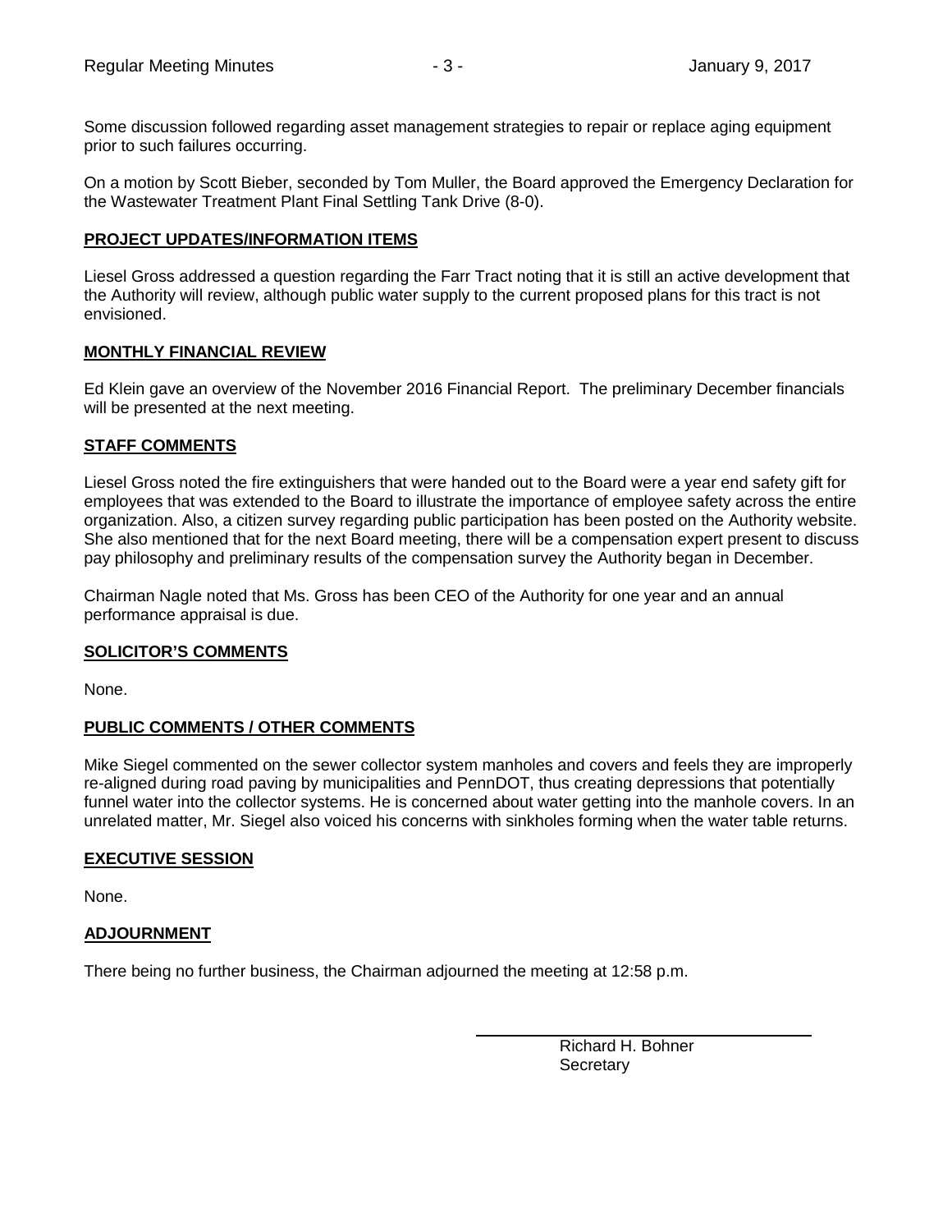Some discussion followed regarding asset management strategies to repair or replace aging equipment prior to such failures occurring.

On a motion by Scott Bieber, seconded by Tom Muller, the Board approved the Emergency Declaration for the Wastewater Treatment Plant Final Settling Tank Drive (8-0).

## PROJECT UPDATES/INFORMATION ITEMS

Liesel Gross addressed a question regarding the Farr Tract noting that it is still an active development that the Authority will review, although public water supply to the current proposed plans for this tract is not envisioned.

## MONTHLY FINANCIAL REVIEW

Ed Klein gave an overview of the November 2016 Financial Report. The preliminary December financials will be presented at the next meeting.

## STAFF COMMENTS

Liesel Gross noted the fire extinguishers that were handed out to the Board were a year end safety gift for employees that was extended to the Board to illustrate the importance of employee safety across the entire organization. Also, a citizen survey regarding public participation has been posted on the Authority website. She also mentioned that for the next Board meeting, there will be a compensation expert present to discuss pay philosophy and preliminary results of the compensation survey the Authority began in December.

Chairman Nagle noted that Ms. Gross has been CEO of the Authority for one year and an annual performance appraisal is due.

## SOLICITOR'S COMMENTS

None.

## PUBLIC COMMENTS / OTHER COMMENTS

Mike Siegel commented on the sewer collector system manholes and covers and feels they are improperly re-aligned during road paving by municipalities and PennDOT, thus creating depressions that potentially funnel water into the collector systems. He is concerned about water getting into the manhole covers. In an unrelated matter, Mr. Siegel also voiced his concerns with sinkholes forming when the water table returns.

## EXECUTIVE SESSION

None.

## ADJOURNMENT

There being no further business, the Chairman adjourned the meeting at 12:58 p.m.

Richard H. Bohner
Secretary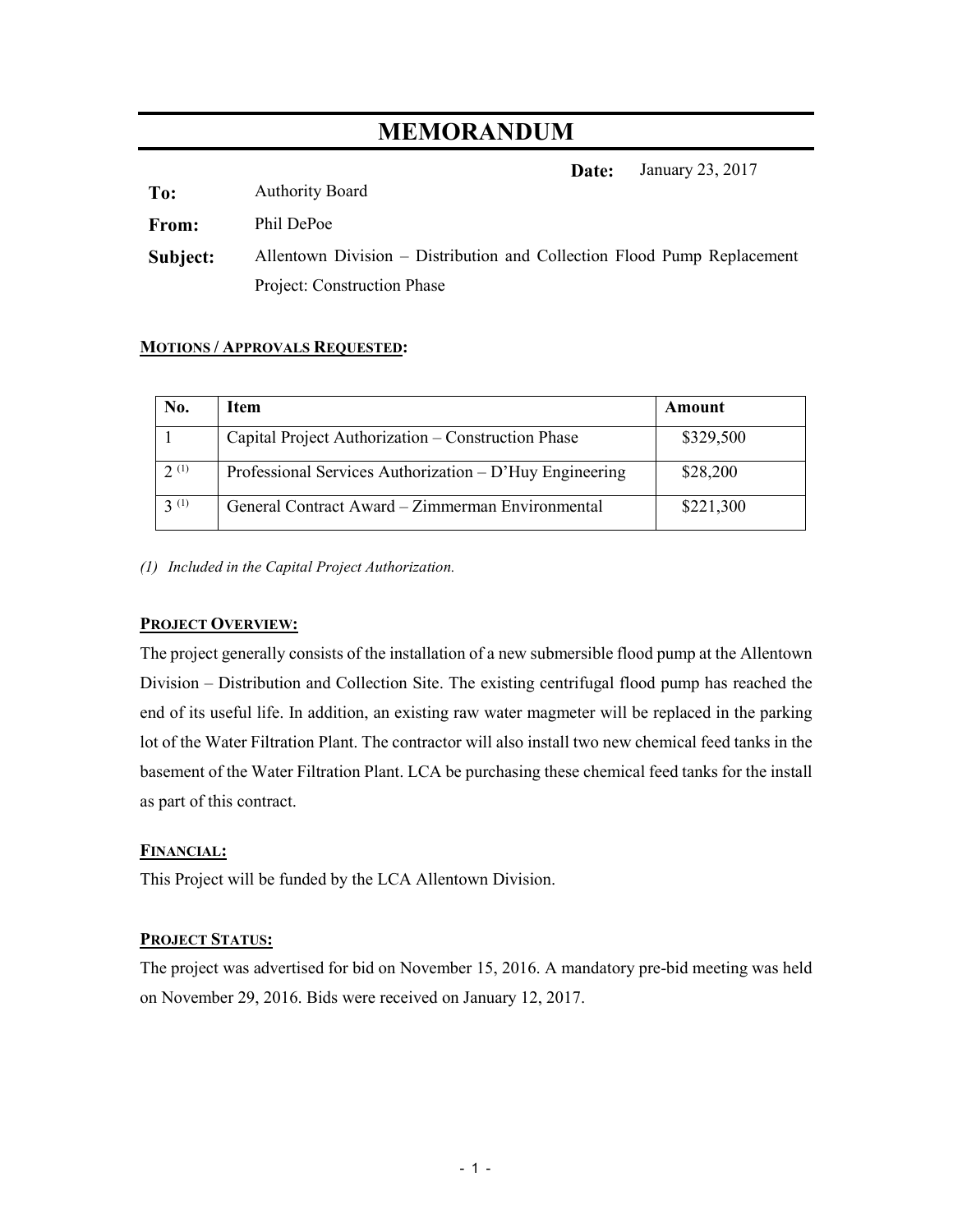# MEMORANDUM

**Date:** January 23, 2017

**To:** Authority Board

**From:** Phil DePoe

**Subject:** Allentown Division – Distribution and Collection Flood Pump Replacement Project: Construction Phase

**MOTIONS / APPROVALS REQUESTED:**

| No. | Item | Amount |
|---|---|---|
| 1 | Capital Project Authorization – Construction Phase | $329,500 |
| 2 (1) | Professional Services Authorization – D'Huy Engineering | $28,200 |
| 3 (1) | General Contract Award – Zimmerman Environmental | $221,300 |

*(1) Included in the Capital Project Authorization.*

**PROJECT OVERVIEW:**

The project generally consists of the installation of a new submersible flood pump at the Allentown Division – Distribution and Collection Site. The existing centrifugal flood pump has reached the end of its useful life. In addition, an existing raw water magmeter will be replaced in the parking lot of the Water Filtration Plant. The contractor will also install two new chemical feed tanks in the basement of the Water Filtration Plant. LCA be purchasing these chemical feed tanks for the install as part of this contract.

**FINANCIAL:**

This Project will be funded by the LCA Allentown Division.

**PROJECT STATUS:**

The project was advertised for bid on November 15, 2016. A mandatory pre-bid meeting was held on November 29, 2016. Bids were received on January 12, 2017.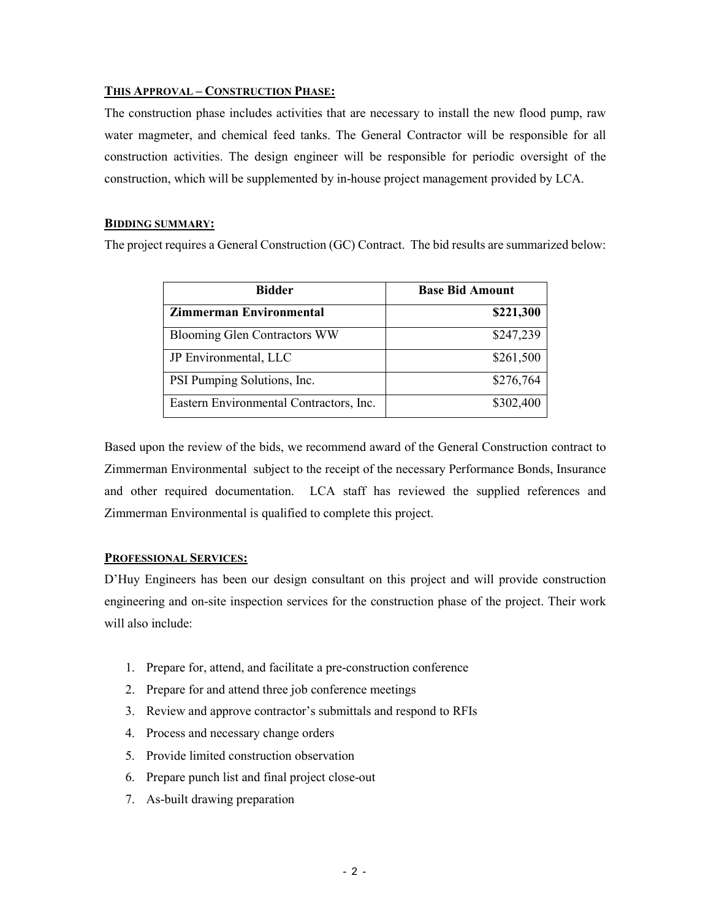### THIS APPROVAL – CONSTRUCTION PHASE:

The construction phase includes activities that are necessary to install the new flood pump, raw water magmeter, and chemical feed tanks. The General Contractor will be responsible for all construction activities. The design engineer will be responsible for periodic oversight of the construction, which will be supplemented by in-house project management provided by LCA.

### BIDDING SUMMARY:

The project requires a General Construction (GC) Contract. The bid results are summarized below:

| Bidder | Base Bid Amount |
|---|---:|
| **Zimmerman Environmental** | **$221,300** |
| Blooming Glen Contractors WW | $247,239 |
| JP Environmental, LLC | $261,500 |
| PSI Pumping Solutions, Inc. | $276,764 |
| Eastern Environmental Contractors, Inc. | $302,400 |

Based upon the review of the bids, we recommend award of the General Construction contract to Zimmerman Environmental subject to the receipt of the necessary Performance Bonds, Insurance and other required documentation. LCA staff has reviewed the supplied references and Zimmerman Environmental is qualified to complete this project.

### PROFESSIONAL SERVICES:

D'Huy Engineers has been our design consultant on this project and will provide construction engineering and on-site inspection services for the construction phase of the project. Their work will also include:

1. Prepare for, attend, and facilitate a pre-construction conference
2. Prepare for and attend three job conference meetings
3. Review and approve contractor's submittals and respond to RFIs
4. Process and necessary change orders
5. Provide limited construction observation
6. Prepare punch list and final project close-out
7. As-built drawing preparation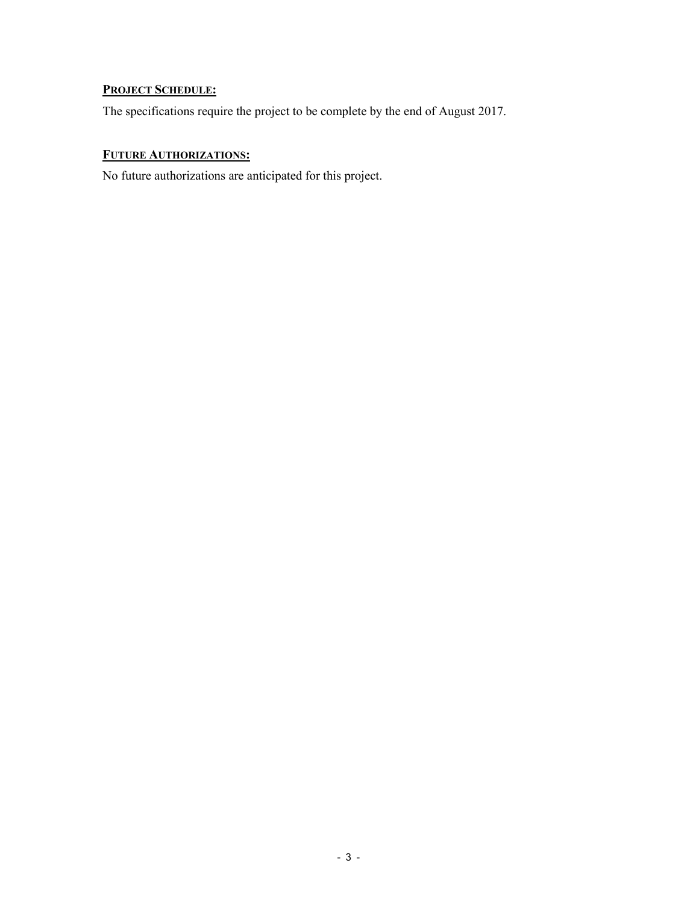**PROJECT SCHEDULE:**

The specifications require the project to be complete by the end of August 2017.

**FUTURE AUTHORIZATIONS:**

No future authorizations are anticipated for this project.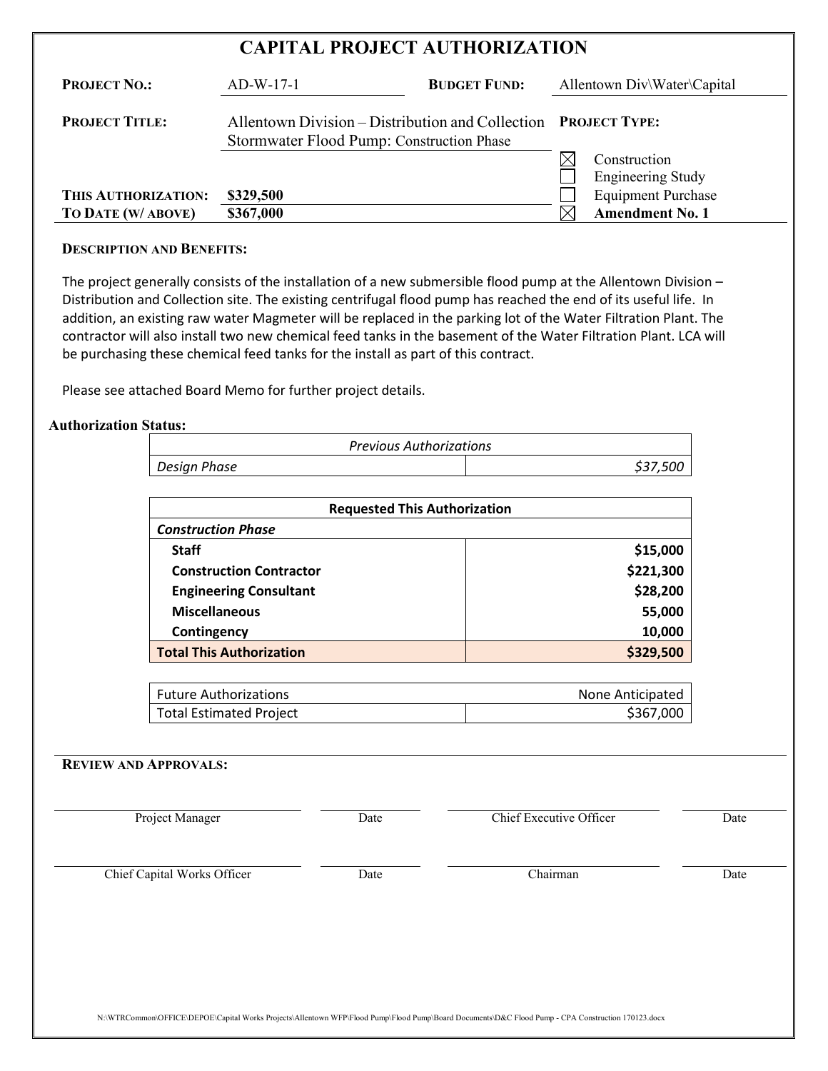# CAPITAL PROJECT AUTHORIZATION

| | | | |
|---|---|---|---|
| **PROJECT NO.:** | AD-W-17-1 | **BUDGET FUND:** | Allentown Div\Water\Capital |
| **PROJECT TITLE:** | Allentown Division – Distribution and Collection Stormwater Flood Pump: Construction Phase | **PROJECT TYPE:** | |
| | | ☒ | Construction |
| | | ☐ | Engineering Study |
| **THIS AUTHORIZATION:** | **$329,500** | ☐ | Equipment Purchase |
| **TO DATE (W/ ABOVE)** | **$367,000** | ☒ | **Amendment No. 1** |

**DESCRIPTION AND BENEFITS:**

The project generally consists of the installation of a new submersible flood pump at the Allentown Division – Distribution and Collection site. The existing centrifugal flood pump has reached the end of its useful life. In addition, an existing raw water Magmeter will be replaced in the parking lot of the Water Filtration Plant. The contractor will also install two new chemical feed tanks in the basement of the Water Filtration Plant. LCA will be purchasing these chemical feed tanks for the install as part of this contract.

Please see attached Board Memo for further project details.

**Authorization Status:**

| *Previous Authorizations* | |
|---|---|
| *Design Phase* | *$37,500* |

| **Requested This Authorization** | |
|---|---|
| ***Construction Phase*** | |
| **Staff** | **$15,000** |
| **Construction Contractor** | **$221,300** |
| **Engineering Consultant** | **$28,200** |
| **Miscellaneous** | **55,000** |
| **Contingency** | **10,000** |
| **Total This Authorization** | **$329,500** |

| | |
|---|---|
| Future Authorizations | None Anticipated |
| Total Estimated Project | $367,000 |

**REVIEW AND APPROVALS:**

| | | | |
|---|---|---|---|
| Project Manager | Date | Chief Executive Officer | Date |
| Chief Capital Works Officer | Date | Chairman | Date |

N:\WTRCommon\OFFICE\DEPOE\Capital Works Projects\Allentown WFP\Flood Pump\Flood Pump\Board Documents\D&C Flood Pump - CPA Construction 170123.docx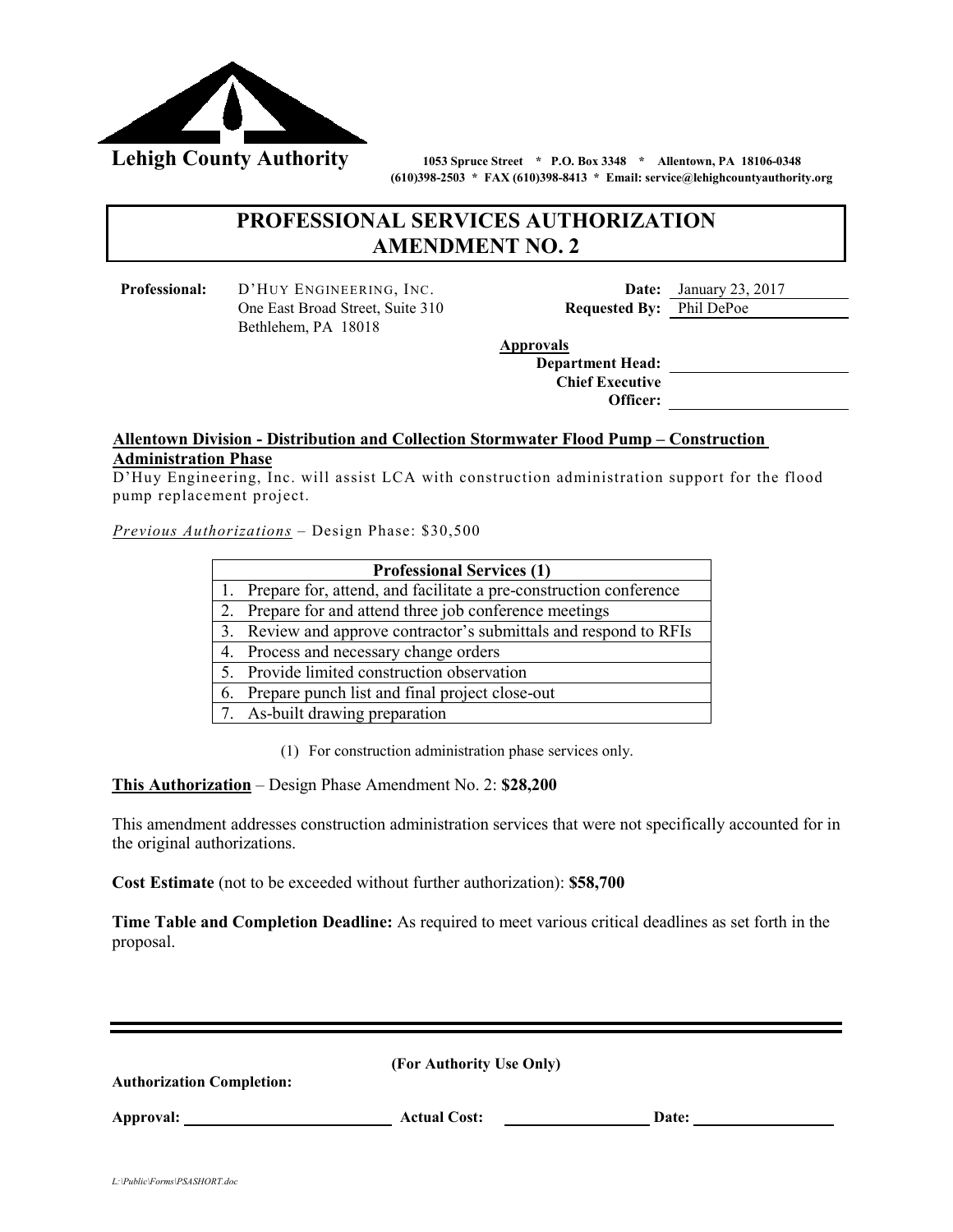**Lehigh County Authority** 1053 Spruce Street * P.O. Box 3348 * Allentown, PA 18106-0348
(610)398-2503 * FAX (610)398-8413 * Email: service@lehighcountyauthority.org

# PROFESSIONAL SERVICES AUTHORIZATION
# AMENDMENT NO. 2

**Professional:** D'HUY ENGINEERING, INC.
One East Broad Street, Suite 310
Bethlehem, PA 18018

**Date:** January 23, 2017
**Requested By:** Phil DePoe

**Approvals**
**Department Head:** ____________________
**Chief Executive Officer:** ____________________

**Allentown Division - Distribution and Collection Stormwater Flood Pump – Construction Administration Phase**

D'Huy Engineering, Inc. will assist LCA with construction administration support for the flood pump replacement project.

*Previous Authorizations* – Design Phase: $30,500

| Professional Services (1) |
|---|
| 1. Prepare for, attend, and facilitate a pre-construction conference |
| 2. Prepare for and attend three job conference meetings |
| 3. Review and approve contractor's submittals and respond to RFIs |
| 4. Process and necessary change orders |
| 5. Provide limited construction observation |
| 6. Prepare punch list and final project close-out |
| 7. As-built drawing preparation |

(1) For construction administration phase services only.

**This Authorization** – Design Phase Amendment No. 2: **$28,200**

This amendment addresses construction administration services that were not specifically accounted for in the original authorizations.

**Cost Estimate** (not to be exceeded without further authorization): **$58,700**

**Time Table and Completion Deadline:** As required to meet various critical deadlines as set forth in the proposal.

---

**(For Authority Use Only)**

**Authorization Completion:**

**Approval:** ____________________ **Actual Cost:** ____________________ **Date:** ____________________

L:\Public\Forms\PSASHORT.doc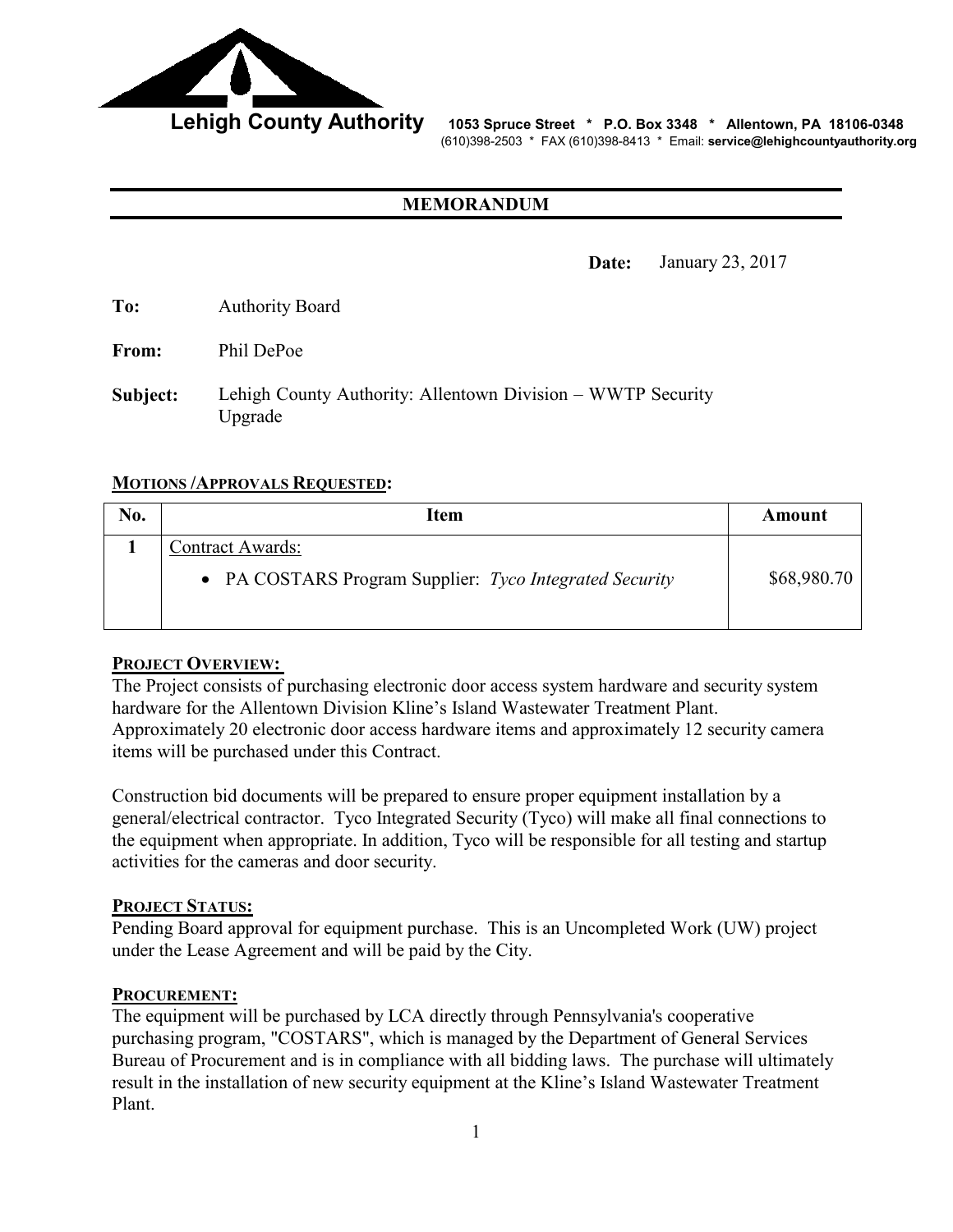**Lehigh County Authority** 1053 Spruce Street * P.O. Box 3348 * Allentown, PA 18106-0348
(610)398-2503 * FAX (610)398-8413 * Email: **service@lehighcountyauthority.org**

## MEMORANDUM

**Date:** January 23, 2017

**To:** Authority Board

**From:** Phil DePoe

**Subject:** Lehigh County Authority: Allentown Division – WWTP Security Upgrade

**MOTIONS /APPROVALS REQUESTED:**

| No. | Item | Amount |
|---|---|---|
| **1** | Contract Awards:<br>• PA COSTARS Program Supplier: *Tyco Integrated Security* | $68,980.70 |

**PROJECT OVERVIEW:**

The Project consists of purchasing electronic door access system hardware and security system hardware for the Allentown Division Kline's Island Wastewater Treatment Plant. Approximately 20 electronic door access hardware items and approximately 12 security camera items will be purchased under this Contract.

Construction bid documents will be prepared to ensure proper equipment installation by a general/electrical contractor. Tyco Integrated Security (Tyco) will make all final connections to the equipment when appropriate. In addition, Tyco will be responsible for all testing and startup activities for the cameras and door security.

**PROJECT STATUS:**

Pending Board approval for equipment purchase. This is an Uncompleted Work (UW) project under the Lease Agreement and will be paid by the City.

**PROCUREMENT:**

The equipment will be purchased by LCA directly through Pennsylvania's cooperative purchasing program, "COSTARS", which is managed by the Department of General Services Bureau of Procurement and is in compliance with all bidding laws. The purchase will ultimately result in the installation of new security equipment at the Kline's Island Wastewater Treatment Plant.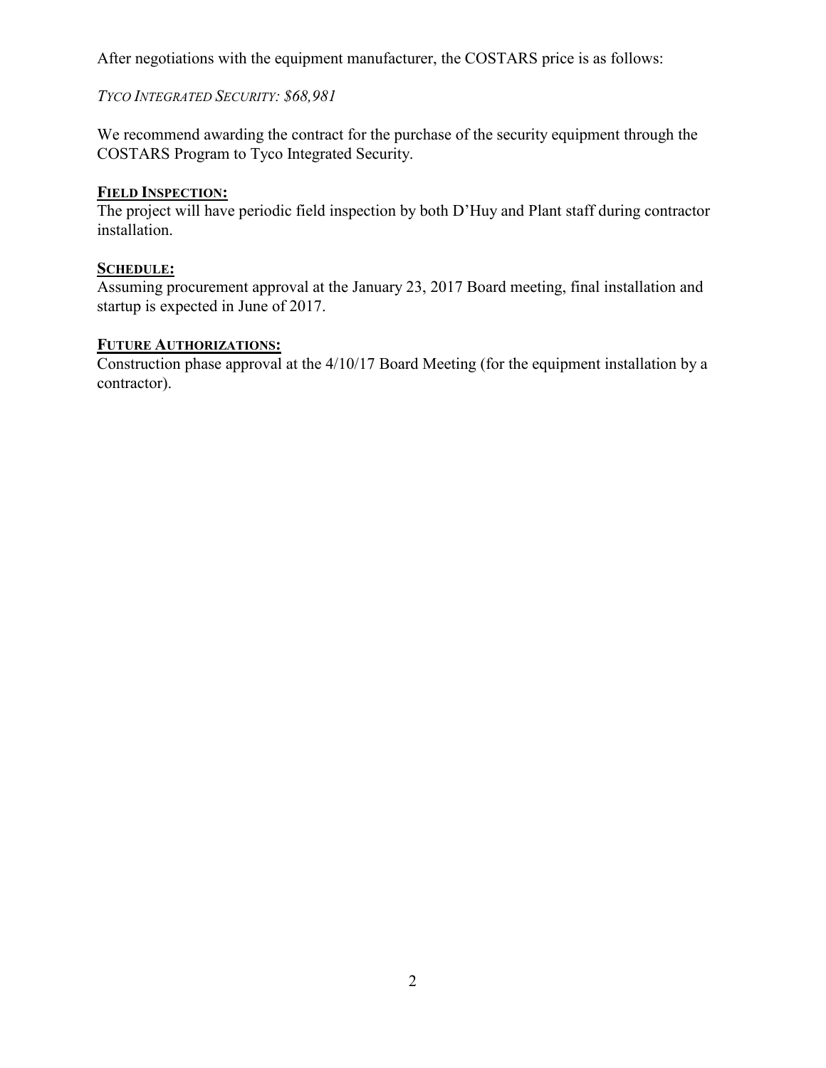After negotiations with the equipment manufacturer, the COSTARS price is as follows:

*TYCO INTEGRATED SECURITY: $68,981*

We recommend awarding the contract for the purchase of the security equipment through the COSTARS Program to Tyco Integrated Security.

**FIELD INSPECTION:**

The project will have periodic field inspection by both D'Huy and Plant staff during contractor installation.

**SCHEDULE:**

Assuming procurement approval at the January 23, 2017 Board meeting, final installation and startup is expected in June of 2017.

**FUTURE AUTHORIZATIONS:**

Construction phase approval at the 4/10/17 Board Meeting (for the equipment installation by a contractor).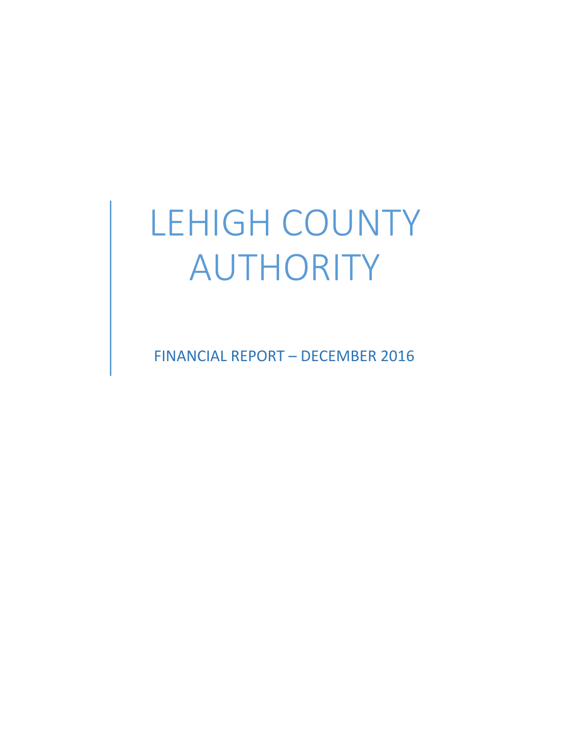# LEHIGH COUNTY AUTHORITY

FINANCIAL REPORT – DECEMBER 2016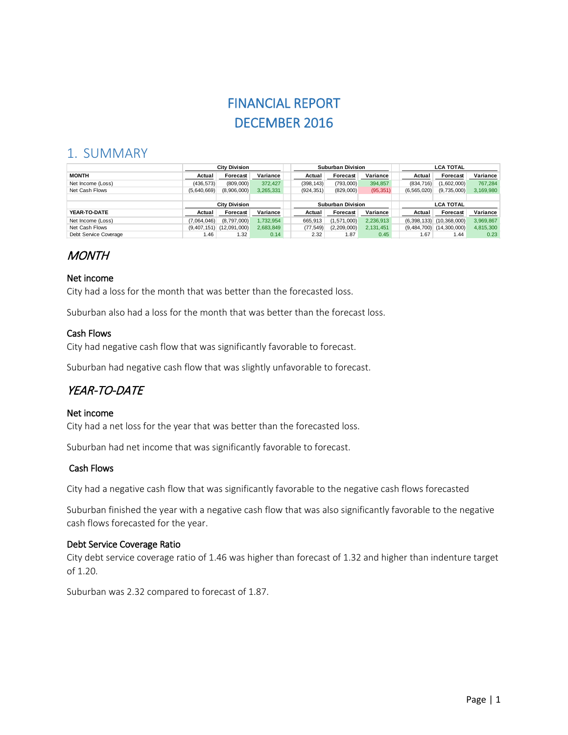# FINANCIAL REPORT
# DECEMBER 2016

## 1. SUMMARY

| | City Division | | | Suburban Division | | | LCA TOTAL | | |
|---|---|---|---|---|---|---|---|---|---|
| **MONTH** | **Actual** | **Forecast** | **Variance** | **Actual** | **Forecast** | **Variance** | **Actual** | **Forecast** | **Variance** |
| Net Income (Loss) | (436,573) | (809,000) | 372,427 | (398,143) | (793,000) | 394,857 | (834,716) | (1,602,000) | 767,284 |
| Net Cash Flows | (5,640,669) | (8,906,000) | 3,265,331 | (924,351) | (829,000) | (95,351) | (6,565,020) | (9,735,000) | 3,169,980 |
| | | | | | | | | | |
| | City Division | | | Suburban Division | | | LCA TOTAL | | |
| **YEAR-TO-DATE** | **Actual** | **Forecast** | **Variance** | **Actual** | **Forecast** | **Variance** | **Actual** | **Forecast** | **Variance** |
| Net Income (Loss) | (7,064,046) | (8,797,000) | 1,732,954 | 665,913 | (1,571,000) | 2,236,913 | (6,398,133) | (10,368,000) | 3,969,867 |
| Net Cash Flows | (9,407,151) | (12,091,000) | 2,683,849 | (77,549) | (2,209,000) | 2,131,451 | (9,484,700) | (14,300,000) | 4,815,300 |
| Debt Service Coverage | 1.46 | 1.32 | 0.14 | 2.32 | 1.87 | 0.45 | 1.67 | 1.44 | 0.23 |

### *MONTH*

#### Net income

City had a loss for the month that was better than the forecasted loss.

Suburban also had a loss for the month that was better than the forecast loss.

#### Cash Flows

City had negative cash flow that was significantly favorable to forecast.

Suburban had negative cash flow that was slightly unfavorable to forecast.

### *YEAR-TO-DATE*

#### Net income

City had a net loss for the year that was better than the forecasted loss.

Suburban had net income that was significantly favorable to forecast.

#### Cash Flows

City had a negative cash flow that was significantly favorable to the negative cash flows forecasted

Suburban finished the year with a negative cash flow that was also significantly favorable to the negative cash flows forecasted for the year.

#### Debt Service Coverage Ratio

City debt service coverage ratio of 1.46 was higher than forecast of 1.32 and higher than indenture target of 1.20.

Suburban was 2.32 compared to forecast of 1.87.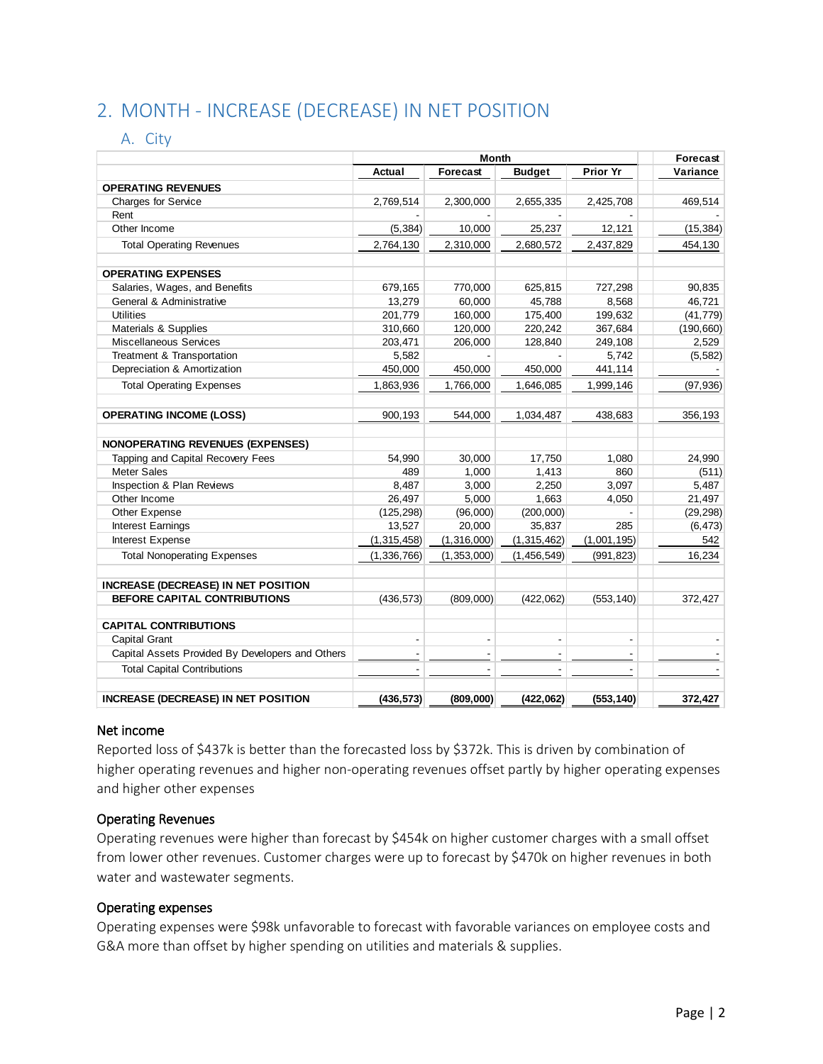## 2. MONTH - INCREASE (DECREASE) IN NET POSITION

### A. City

| | Month | | | | Forecast |
|---|---|---|---|---|---|
| | Actual | Forecast | Budget | Prior Yr | Variance |
| **OPERATING REVENUES** | | | | | |
| Charges for Service | 2,769,514 | 2,300,000 | 2,655,335 | 2,425,708 | 469,514 |
| Rent | - | - | - | - | - |
| Other Income | (5,384) | 10,000 | 25,237 | 12,121 | (15,384) |
| Total Operating Revenues | 2,764,130 | 2,310,000 | 2,680,572 | 2,437,829 | 454,130 |
| | | | | | |
| **OPERATING EXPENSES** | | | | | |
| Salaries, Wages, and Benefits | 679,165 | 770,000 | 625,815 | 727,298 | 90,835 |
| General & Administrative | 13,279 | 60,000 | 45,788 | 8,568 | 46,721 |
| Utilities | 201,779 | 160,000 | 175,400 | 199,632 | (41,779) |
| Materials & Supplies | 310,660 | 120,000 | 220,242 | 367,684 | (190,660) |
| Miscellaneous Services | 203,471 | 206,000 | 128,840 | 249,108 | 2,529 |
| Treatment & Transportation | 5,582 | - | - | 5,742 | (5,582) |
| Depreciation & Amortization | 450,000 | 450,000 | 450,000 | 441,114 | - |
| Total Operating Expenses | 1,863,936 | 1,766,000 | 1,646,085 | 1,999,146 | (97,936) |
| | | | | | |
| **OPERATING INCOME (LOSS)** | 900,193 | 544,000 | 1,034,487 | 438,683 | 356,193 |
| | | | | | |
| **NONOPERATING REVENUES (EXPENSES)** | | | | | |
| Tapping and Capital Recovery Fees | 54,990 | 30,000 | 17,750 | 1,080 | 24,990 |
| Meter Sales | 489 | 1,000 | 1,413 | 860 | (511) |
| Inspection & Plan Reviews | 8,487 | 3,000 | 2,250 | 3,097 | 5,487 |
| Other Income | 26,497 | 5,000 | 1,663 | 4,050 | 21,497 |
| Other Expense | (125,298) | (96,000) | (200,000) | - | (29,298) |
| Interest Earnings | 13,527 | 20,000 | 35,837 | 285 | (6,473) |
| Interest Expense | (1,315,458) | (1,316,000) | (1,315,462) | (1,001,195) | 542 |
| Total Nonoperating Expenses | (1,336,766) | (1,353,000) | (1,456,549) | (991,823) | 16,234 |
| | | | | | |
| **INCREASE (DECREASE) IN NET POSITION BEFORE CAPITAL CONTRIBUTIONS** | (436,573) | (809,000) | (422,062) | (553,140) | 372,427 |
| | | | | | |
| **CAPITAL CONTRIBUTIONS** | | | | | |
| Capital Grant | - | - | - | - | - |
| Capital Assets Provided By Developers and Others | - | - | - | - | - |
| Total Capital Contributions | - | - | - | - | - |
| | | | | | |
| **INCREASE (DECREASE) IN NET POSITION** | **(436,573)** | **(809,000)** | **(422,062)** | **(553,140)** | **372,427** |

#### Net income

Reported loss of $437k is better than the forecasted loss by $372k. This is driven by combination of higher operating revenues and higher non-operating revenues offset partly by higher operating expenses and higher other expenses

#### Operating Revenues

Operating revenues were higher than forecast by $454k on higher customer charges with a small offset from lower other revenues. Customer charges were up to forecast by $470k on higher revenues in both water and wastewater segments.

#### Operating expenses

Operating expenses were $98k unfavorable to forecast with favorable variances on employee costs and G&A more than offset by higher spending on utilities and materials & supplies.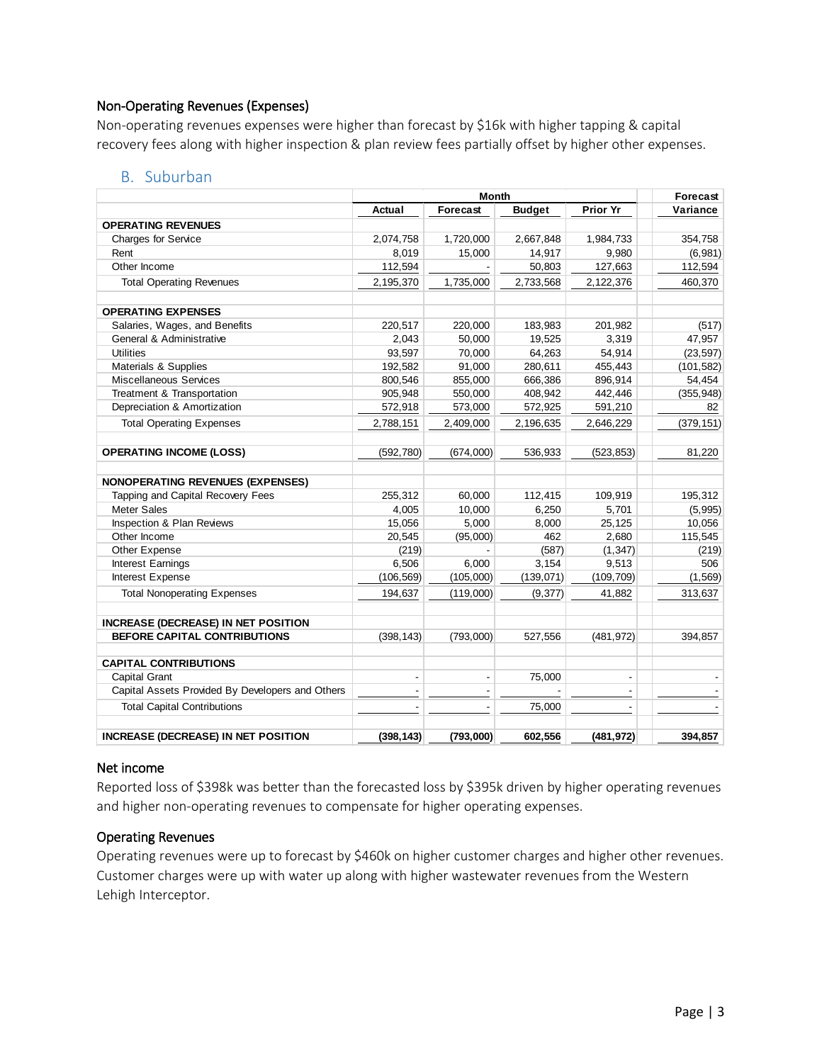### Non-Operating Revenues (Expenses)

Non-operating revenues expenses were higher than forecast by $16k with higher tapping & capital recovery fees along with higher inspection & plan review fees partially offset by higher other expenses.

## B. Suburban

| | Month | | | | Forecast |
|---|---|---|---|---|---|
| | Actual | Forecast | Budget | Prior Yr | Variance |
| **OPERATING REVENUES** | | | | | |
| Charges for Service | 2,074,758 | 1,720,000 | 2,667,848 | 1,984,733 | 354,758 |
| Rent | 8,019 | 15,000 | 14,917 | 9,980 | (6,981) |
| Other Income | 112,594 | - | 50,803 | 127,663 | 112,594 |
| Total Operating Revenues | 2,195,370 | 1,735,000 | 2,733,568 | 2,122,376 | 460,370 |
| | | | | | |
| **OPERATING EXPENSES** | | | | | |
| Salaries, Wages, and Benefits | 220,517 | 220,000 | 183,983 | 201,982 | (517) |
| General & Administrative | 2,043 | 50,000 | 19,525 | 3,319 | 47,957 |
| Utilities | 93,597 | 70,000 | 64,263 | 54,914 | (23,597) |
| Materials & Supplies | 192,582 | 91,000 | 280,611 | 455,443 | (101,582) |
| Miscellaneous Services | 800,546 | 855,000 | 666,386 | 896,914 | 54,454 |
| Treatment & Transportation | 905,948 | 550,000 | 408,942 | 442,446 | (355,948) |
| Depreciation & Amortization | 572,918 | 573,000 | 572,925 | 591,210 | 82 |
| Total Operating Expenses | 2,788,151 | 2,409,000 | 2,196,635 | 2,646,229 | (379,151) |
| | | | | | |
| **OPERATING INCOME (LOSS)** | (592,780) | (674,000) | 536,933 | (523,853) | 81,220 |
| | | | | | |
| **NONOPERATING REVENUES (EXPENSES)** | | | | | |
| Tapping and Capital Recovery Fees | 255,312 | 60,000 | 112,415 | 109,919 | 195,312 |
| Meter Sales | 4,005 | 10,000 | 6,250 | 5,701 | (5,995) |
| Inspection & Plan Reviews | 15,056 | 5,000 | 8,000 | 25,125 | 10,056 |
| Other Income | 20,545 | (95,000) | 462 | 2,680 | 115,545 |
| Other Expense | (219) | - | (587) | (1,347) | (219) |
| Interest Earnings | 6,506 | 6,000 | 3,154 | 9,513 | 506 |
| Interest Expense | (106,569) | (105,000) | (139,071) | (109,709) | (1,569) |
| Total Nonoperating Expenses | 194,637 | (119,000) | (9,377) | 41,882 | 313,637 |
| | | | | | |
| **INCREASE (DECREASE) IN NET POSITION BEFORE CAPITAL CONTRIBUTIONS** | (398,143) | (793,000) | 527,556 | (481,972) | 394,857 |
| | | | | | |
| **CAPITAL CONTRIBUTIONS** | | | | | |
| Capital Grant | - | - | 75,000 | - | - |
| Capital Assets Provided By Developers and Others | - | - | - | - | - |
| Total Capital Contributions | - | - | 75,000 | - | - |
| | | | | | |
| **INCREASE (DECREASE) IN NET POSITION** | **(398,143)** | **(793,000)** | **602,556** | **(481,972)** | **394,857** |

### Net income

Reported loss of $398k was better than the forecasted loss by $395k driven by higher operating revenues and higher non-operating revenues to compensate for higher operating expenses.

### Operating Revenues

Operating revenues were up to forecast by $460k on higher customer charges and higher other revenues. Customer charges were up with water up along with higher wastewater revenues from the Western Lehigh Interceptor.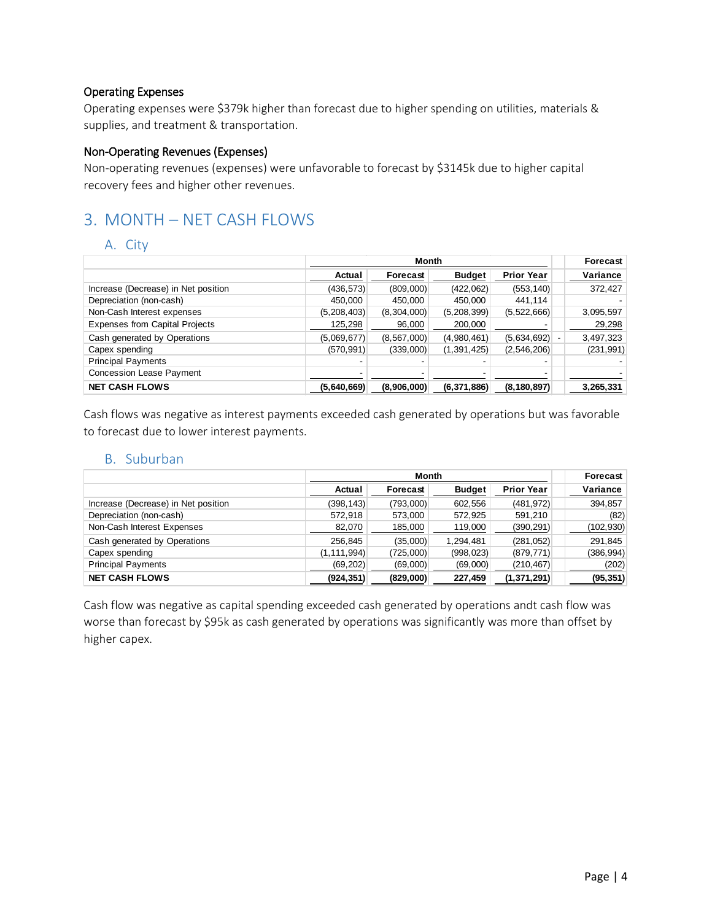### Operating Expenses

Operating expenses were $379k higher than forecast due to higher spending on utilities, materials & supplies, and treatment & transportation.

### Non-Operating Revenues (Expenses)

Non-operating revenues (expenses) were unfavorable to forecast by $3145k due to higher capital recovery fees and higher other revenues.

## 3. MONTH – NET CASH FLOWS

### A. City

| | Month | | | | Forecast |
|---|---|---|---|---|---|
| | Actual | Forecast | Budget | Prior Year | Variance |
| Increase (Decrease) in Net position | (436,573) | (809,000) | (422,062) | (553,140) | 372,427 |
| Depreciation (non-cash) | 450,000 | 450,000 | 450,000 | 441,114 | - |
| Non-Cash Interest expenses | (5,208,403) | (8,304,000) | (5,208,399) | (5,522,666) | 3,095,597 |
| Expenses from Capital Projects | 125,298 | 96,000 | 200,000 | - | 29,298 |
| Cash generated by Operations | (5,069,677) | (8,567,000) | (4,980,461) | (5,634,692) | 3,497,323 |
| Capex spending | (570,991) | (339,000) | (1,391,425) | (2,546,206) | (231,991) |
| Principal Payments | - | - | - | - | - |
| Concession Lease Payment | - | - | - | - | - |
| **NET CASH FLOWS** | **(5,640,669)** | **(8,906,000)** | **(6,371,886)** | **(8,180,897)** | **3,265,331** |

Cash flows was negative as interest payments exceeded cash generated by operations but was favorable to forecast due to lower interest payments.

### B. Suburban

| | Month | | | | Forecast |
|---|---|---|---|---|---|
| | Actual | Forecast | Budget | Prior Year | Variance |
| Increase (Decrease) in Net position | (398,143) | (793,000) | 602,556 | (481,972) | 394,857 |
| Depreciation (non-cash) | 572,918 | 573,000 | 572,925 | 591,210 | (82) |
| Non-Cash Interest Expenses | 82,070 | 185,000 | 119,000 | (390,291) | (102,930) |
| Cash generated by Operations | 256,845 | (35,000) | 1,294,481 | (281,052) | 291,845 |
| Capex spending | (1,111,994) | (725,000) | (998,023) | (879,771) | (386,994) |
| Principal Payments | (69,202) | (69,000) | (69,000) | (210,467) | (202) |
| **NET CASH FLOWS** | **(924,351)** | **(829,000)** | **227,459** | **(1,371,291)** | **(95,351)** |

Cash flow was negative as capital spending exceeded cash generated by operations andt cash flow was worse than forecast by $95k as cash generated by operations was significantly was more than offset by higher capex.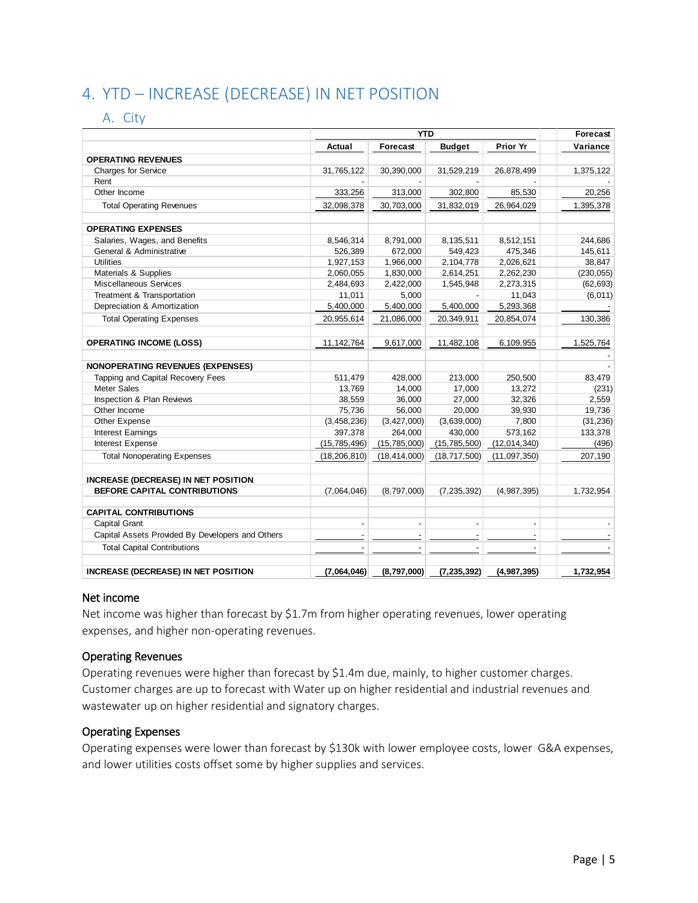## 4. YTD – INCREASE (DECREASE) IN NET POSITION

### A. City

| | YTD | | | | Forecast |
|---|---|---|---|---|---|
| | Actual | Forecast | Budget | Prior Yr | Variance |
| **OPERATING REVENUES** | | | | | |
| Charges for Service | 31,765,122 | 30,390,000 | 31,529,219 | 26,878,499 | 1,375,122 |
| Rent | - | - | - | - | - |
| Other Income | 333,256 | 313,000 | 302,800 | 85,530 | 20,256 |
| Total Operating Revenues | 32,098,378 | 30,703,000 | 31,832,019 | 26,964,029 | 1,395,378 |
| **OPERATING EXPENSES** | | | | | |
| Salaries, Wages, and Benefits | 8,546,314 | 8,791,000 | 8,135,511 | 8,512,151 | 244,686 |
| General & Administrative | 526,389 | 672,000 | 549,423 | 475,346 | 145,611 |
| Utilities | 1,927,153 | 1,966,000 | 2,104,778 | 2,026,621 | 38,847 |
| Materials & Supplies | 2,060,055 | 1,830,000 | 2,614,251 | 2,262,230 | (230,055) |
| Miscellaneous Services | 2,484,693 | 2,422,000 | 1,545,948 | 2,273,315 | (62,693) |
| Treatment & Transportation | 11,011 | 5,000 | - | 11,043 | (6,011) |
| Depreciation & Amortization | 5,400,000 | 5,400,000 | 5,400,000 | 5,293,368 | - |
| Total Operating Expenses | 20,955,614 | 21,086,000 | 20,349,911 | 20,854,074 | 130,386 |
| **OPERATING INCOME (LOSS)** | 11,142,764 | 9,617,000 | 11,482,108 | 6,109,955 | 1,525,764 |
| | | | | | - |
| **NONOPERATING REVENUES (EXPENSES)** | | | | | - |
| Tapping and Capital Recovery Fees | 511,479 | 428,000 | 213,000 | 250,500 | 83,479 |
| Meter Sales | 13,769 | 14,000 | 17,000 | 13,272 | (231) |
| Inspection & Plan Reviews | 38,559 | 36,000 | 27,000 | 32,326 | 2,559 |
| Other Income | 75,736 | 56,000 | 20,000 | 39,930 | 19,736 |
| Other Expense | (3,458,236) | (3,427,000) | (3,639,000) | 7,800 | (31,236) |
| Interest Earnings | 397,378 | 264,000 | 430,000 | 573,162 | 133,378 |
| Interest Expense | (15,785,496) | (15,785,000) | (15,785,500) | (12,014,340) | (496) |
| Total Nonoperating Expenses | (18,206,810) | (18,414,000) | (18,717,500) | (11,097,350) | 207,190 |
| **INCREASE (DECREASE) IN NET POSITION BEFORE CAPITAL CONTRIBUTIONS** | (7,064,046) | (8,797,000) | (7,235,392) | (4,987,395) | 1,732,954 |
| **CAPITAL CONTRIBUTIONS** | | | | | |
| Capital Grant | - | - | - | - | - |
| Capital Assets Provided By Developers and Others | - | - | - | - | - |
| Total Capital Contributions | - | - | - | - | - |
| **INCREASE (DECREASE) IN NET POSITION** | **(7,064,046)** | **(8,797,000)** | **(7,235,392)** | **(4,987,395)** | **1,732,954** |

#### Net income

Net income was higher than forecast by $1.7m from higher operating revenues, lower operating expenses, and higher non-operating revenues.

#### Operating Revenues

Operating revenues were higher than forecast by $1.4m due, mainly, to higher customer charges. Customer charges are up to forecast with Water up on higher residential and industrial revenues and wastewater up on higher residential and signatory charges.

#### Operating Expenses

Operating expenses were lower than forecast by $130k with lower employee costs, lower G&A expenses, and lower utilities costs offset some by higher supplies and services.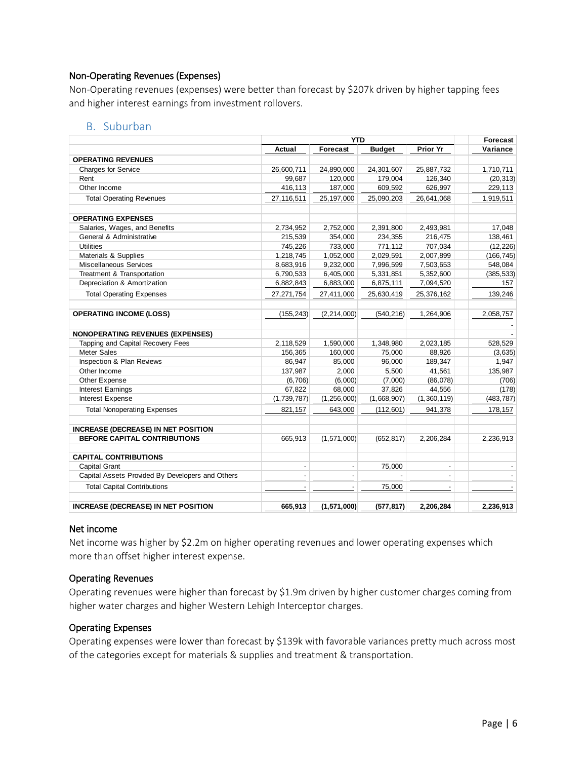### Non-Operating Revenues (Expenses)

Non-Operating revenues (expenses) were better than forecast by $207k driven by higher tapping fees and higher interest earnings from investment rollovers.

## B. Suburban

| | YTD | | | | Forecast |
|---|---|---|---|---|---|
| | Actual | Forecast | Budget | Prior Yr | Variance |
| **OPERATING REVENUES** | | | | | |
| Charges for Service | 26,600,711 | 24,890,000 | 24,301,607 | 25,887,732 | 1,710,711 |
| Rent | 99,687 | 120,000 | 179,004 | 126,340 | (20,313) |
| Other Income | 416,113 | 187,000 | 609,592 | 626,997 | 229,113 |
| Total Operating Revenues | 27,116,511 | 25,197,000 | 25,090,203 | 26,641,068 | 1,919,511 |
| **OPERATING EXPENSES** | | | | | |
| Salaries, Wages, and Benefits | 2,734,952 | 2,752,000 | 2,391,800 | 2,493,981 | 17,048 |
| General & Administrative | 215,539 | 354,000 | 234,355 | 216,475 | 138,461 |
| Utilities | 745,226 | 733,000 | 771,112 | 707,034 | (12,226) |
| Materials & Supplies | 1,218,745 | 1,052,000 | 2,029,591 | 2,007,899 | (166,745) |
| Miscellaneous Services | 8,683,916 | 9,232,000 | 7,996,599 | 7,503,653 | 548,084 |
| Treatment & Transportation | 6,790,533 | 6,405,000 | 5,331,851 | 5,352,600 | (385,533) |
| Depreciation & Amortization | 6,882,843 | 6,883,000 | 6,875,111 | 7,094,520 | 157 |
| Total Operating Expenses | 27,271,754 | 27,411,000 | 25,630,419 | 25,376,162 | 139,246 |
| **OPERATING INCOME (LOSS)** | (155,243) | (2,214,000) | (540,216) | 1,264,906 | 2,058,757 |
| | | | | | - |
| **NONOPERATING REVENUES (EXPENSES)** | | | | | - |
| Tapping and Capital Recovery Fees | 2,118,529 | 1,590,000 | 1,348,980 | 2,023,185 | 528,529 |
| Meter Sales | 156,365 | 160,000 | 75,000 | 88,926 | (3,635) |
| Inspection & Plan Reviews | 86,947 | 85,000 | 96,000 | 189,347 | 1,947 |
| Other Income | 137,987 | 2,000 | 5,500 | 41,561 | 135,987 |
| Other Expense | (6,706) | (6,000) | (7,000) | (86,078) | (706) |
| Interest Earnings | 67,822 | 68,000 | 37,826 | 44,556 | (178) |
| Interest Expense | (1,739,787) | (1,256,000) | (1,668,907) | (1,360,119) | (483,787) |
| Total Nonoperating Expenses | 821,157 | 643,000 | (112,601) | 941,378 | 178,157 |
| **INCREASE (DECREASE) IN NET POSITION BEFORE CAPITAL CONTRIBUTIONS** | 665,913 | (1,571,000) | (652,817) | 2,206,284 | 2,236,913 |
| **CAPITAL CONTRIBUTIONS** | | | | | |
| Capital Grant | - | - | 75,000 | - | - |
| Capital Assets Provided By Developers and Others | - | - | - | - | - |
| Total Capital Contributions | - | - | 75,000 | - | - |
| **INCREASE (DECREASE) IN NET POSITION** | **665,913** | **(1,571,000)** | **(577,817)** | **2,206,284** | **2,236,913** |

### Net income

Net income was higher by $2.2m on higher operating revenues and lower operating expenses which more than offset higher interest expense.

### Operating Revenues

Operating revenues were higher than forecast by $1.9m driven by higher customer charges coming from higher water charges and higher Western Lehigh Interceptor charges.

### Operating Expenses

Operating expenses were lower than forecast by $139k with favorable variances pretty much across most of the categories except for materials & supplies and treatment & transportation.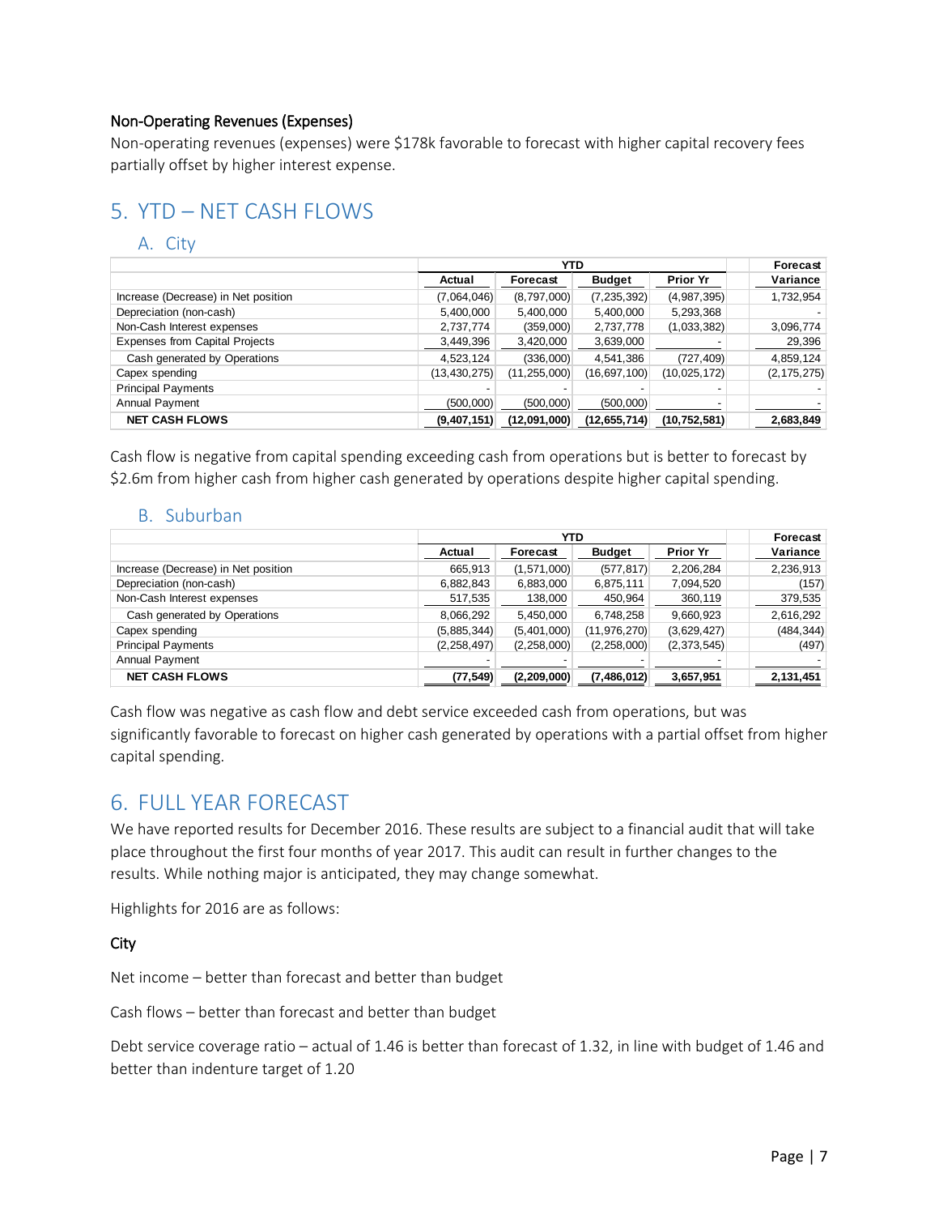### Non-Operating Revenues (Expenses)

Non-operating revenues (expenses) were $178k favorable to forecast with higher capital recovery fees partially offset by higher interest expense.

## 5. YTD – NET CASH FLOWS

### A. City

| | YTD | | | | Forecast |
|---|---|---|---|---|---|
| | Actual | Forecast | Budget | Prior Yr | Variance |
| Increase (Decrease) in Net position | (7,064,046) | (8,797,000) | (7,235,392) | (4,987,395) | 1,732,954 |
| Depreciation (non-cash) | 5,400,000 | 5,400,000 | 5,400,000 | 5,293,368 | - |
| Non-Cash Interest expenses | 2,737,774 | (359,000) | 2,737,778 | (1,033,382) | 3,096,774 |
| Expenses from Capital Projects | 3,449,396 | 3,420,000 | 3,639,000 | - | 29,396 |
| Cash generated by Operations | 4,523,124 | (336,000) | 4,541,386 | (727,409) | 4,859,124 |
| Capex spending | (13,430,275) | (11,255,000) | (16,697,100) | (10,025,172) | (2,175,275) |
| Principal Payments | - | - | - | - | - |
| Annual Payment | (500,000) | (500,000) | (500,000) | - | - |
| **NET CASH FLOWS** | **(9,407,151)** | **(12,091,000)** | **(12,655,714)** | **(10,752,581)** | **2,683,849** |

Cash flow is negative from capital spending exceeding cash from operations but is better to forecast by $2.6m from higher cash from higher cash generated by operations despite higher capital spending.

### B. Suburban

| | YTD | | | | Forecast |
|---|---|---|---|---|---|
| | Actual | Forecast | Budget | Prior Yr | Variance |
| Increase (Decrease) in Net position | 665,913 | (1,571,000) | (577,817) | 2,206,284 | 2,236,913 |
| Depreciation (non-cash) | 6,882,843 | 6,883,000 | 6,875,111 | 7,094,520 | (157) |
| Non-Cash Interest expenses | 517,535 | 138,000 | 450,964 | 360,119 | 379,535 |
| Cash generated by Operations | 8,066,292 | 5,450,000 | 6,748,258 | 9,660,923 | 2,616,292 |
| Capex spending | (5,885,344) | (5,401,000) | (11,976,270) | (3,629,427) | (484,344) |
| Principal Payments | (2,258,497) | (2,258,000) | (2,258,000) | (2,373,545) | (497) |
| Annual Payment | - | - | - | - | - |
| **NET CASH FLOWS** | **(77,549)** | **(2,209,000)** | **(7,486,012)** | **3,657,951** | **2,131,451** |

Cash flow was negative as cash flow and debt service exceeded cash from operations, but was significantly favorable to forecast on higher cash generated by operations with a partial offset from higher capital spending.

## 6. FULL YEAR FORECAST

We have reported results for December 2016. These results are subject to a financial audit that will take place throughout the first four months of year 2017. This audit can result in further changes to the results. While nothing major is anticipated, they may change somewhat.

Highlights for 2016 are as follows:

### City

Net income – better than forecast and better than budget

Cash flows – better than forecast and better than budget

Debt service coverage ratio – actual of 1.46 is better than forecast of 1.32, in line with budget of 1.46 and better than indenture target of 1.20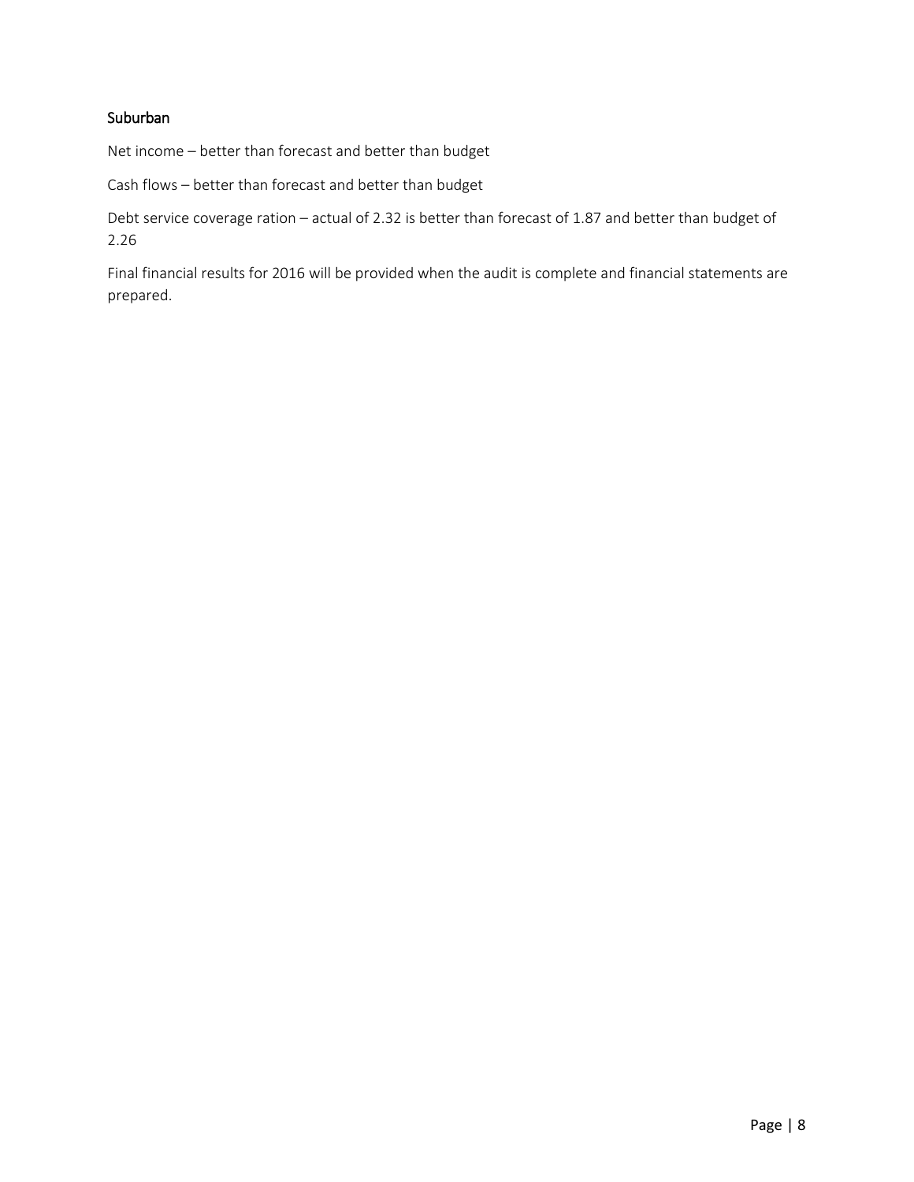### Suburban

Net income – better than forecast and better than budget

Cash flows – better than forecast and better than budget

Debt service coverage ration – actual of 2.32 is better than forecast of 1.87 and better than budget of 2.26

Final financial results for 2016 will be provided when the audit is complete and financial statements are prepared.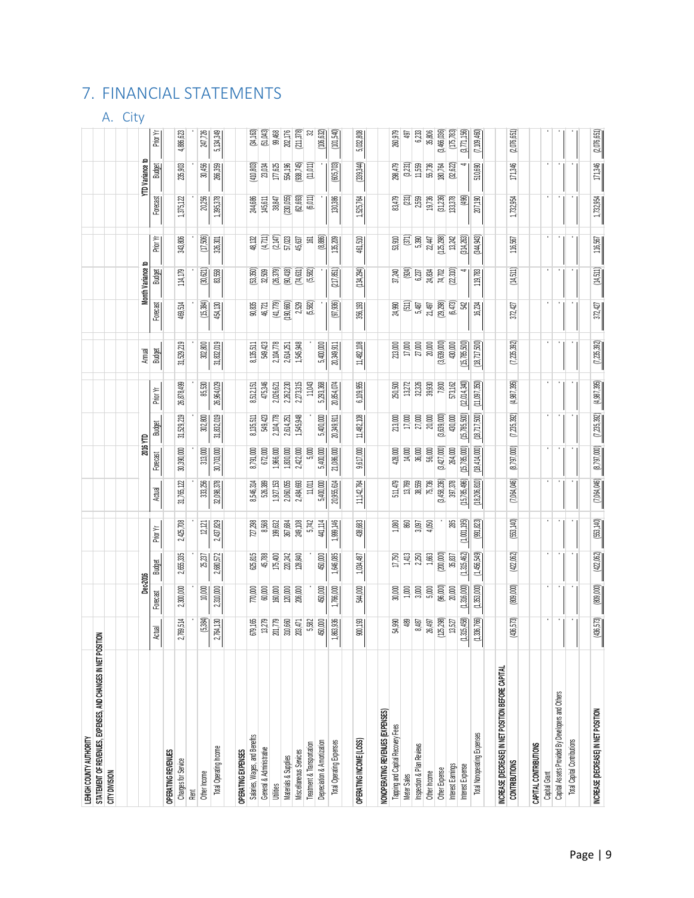# 7. FINANCIAL STATEMENTS

## A. City

LEHIGH COUNTY AUTHORITY
STATEMENT OF REVENUES, EXPENSES, AND CHANGES IN NET POSITION
CITY DIVISION

| | Dec-2016 | | | | 2016 YTD | | | | Annual | Month Variance to | | | YTD Variance to | | |
|---|---|---|---|---|---|---|---|---|---|---|---|---|---|---|---|
| | Actual | Forecast | Budget | Prior Yr | Actual | Forecast | Budget | Prior Yr | Budget | Forecast | Budget | Prior Yr | Forecast | Budget | Prior Yr |
| **OPERATING REVENUES** | | | | | | | | | | | | | | | |
| Charges for Service | 2,769,514 | 2,300,000 | 2,655,335 | 2,425,708 | 31,765,122 | 30,390,000 | 31,529,219 | 26,878,499 | 31,529,219 | 469,514 | 114,179 | 343,806 | 1,375,122 | 235,903 | 4,886,623 |
| Rent | - | - | - | - | - | - | - | - | - | - | - | - | - | - | - |
| Other Income | (5,384) | 10,000 | 25,237 | 12,121 | 333,256 | 313,000 | 302,800 | 85,530 | 302,800 | (15,384) | (30,621) | (17,506) | 20,256 | 30,456 | 247,726 |
| Total Operating Income | 2,764,130 | 2,310,000 | 2,680,572 | 2,437,829 | 32,098,378 | 30,703,000 | 31,832,019 | 26,964,029 | 31,832,019 | 454,130 | 83,558 | 326,301 | 1,395,378 | 266,359 | 5,134,349 |
| **OPERATING EXPENSES** | | | | | | | | | | | | | | | |
| Salaries, Wages, and Benefits | 679,165 | 770,000 | 625,815 | 727,298 | 8,546,314 | 8,791,000 | 8,135,511 | 8,512,151 | 8,135,511 | 90,835 | (53,350) | 48,132 | 244,686 | (410,803) | (34,163) |
| General & Administrative | 13,279 | 60,000 | 45,788 | 8,568 | 526,389 | 672,000 | 549,423 | 475,346 | 549,423 | 46,721 | 32,509 | (4,711) | 145,611 | 23,034 | (51,043) |
| Utilities | 201,779 | 160,000 | 175,400 | 199,632 | 1,927,153 | 1,966,000 | 2,104,778 | 2,026,621 | 2,104,778 | (41,779) | (26,379) | (2,147) | 38,847 | 177,625 | 99,468 |
| Materials & Supplies | 310,660 | 120,000 | 220,242 | 367,684 | 2,060,055 | 1,830,000 | 2,614,251 | 2,262,230 | 2,614,251 | (190,660) | (90,418) | 57,023 | (230,055) | 554,196 | 202,176 |
| Miscellaneous Services | 203,471 | 206,000 | 128,840 | 249,108 | 2,484,693 | 2,422,000 | 1,545,948 | 2,273,315 | 1,545,948 | 2,529 | (74,631) | 45,637 | (62,693) | (938,745) | (211,378) |
| Treatment & Transportation | 5,582 | - | - | 5,742 | 11,011 | 5,000 | - | 11,043 | - | (5,582) | (5,582) | 161 | (6,011) | (11,011) | 32 |
| Depreciation & Amortization | 450,000 | 450,000 | 450,000 | 441,114 | 5,400,000 | 5,400,000 | 5,400,000 | 5,293,368 | 5,400,000 | - | - | (8,886) | - | - | (106,632) |
| Total Operating Expenses | 1,863,936 | 1,766,000 | 1,646,085 | 1,999,146 | 20,955,614 | 21,086,000 | 20,349,911 | 20,854,074 | 20,349,911 | (97,936) | (217,851) | 135,209 | 130,386 | (605,703) | (101,540) |
| **OPERATING INCOME (LOSS)** | 900,193 | 544,000 | 1,034,487 | 438,683 | 11,142,764 | 9,617,000 | 11,482,108 | 6,109,955 | 11,482,108 | 356,193 | (134,294) | 461,510 | 1,525,764 | (339,344) | 5,032,808 |
| **NONOPERATING REVENUES (EXPENSES)** | | | | | | | | | | | | | | | |
| Tapping and Capital Recovery Fees | 54,990 | 30,000 | 17,750 | 1,080 | 511,479 | 428,000 | 213,000 | 250,500 | 213,000 | 24,990 | 37,240 | 53,910 | 83,479 | 298,479 | 260,979 |
| Meter Sales | 489 | 1,000 | 1,413 | 860 | 13,769 | 14,000 | 17,000 | 13,272 | 17,000 | (511) | (924) | (371) | (231) | (3,231) | 497 |
| Inspection & Plan Reviews | 8,487 | 3,000 | 2,250 | 3,097 | 38,559 | 36,000 | 27,000 | 32,326 | 27,000 | 5,487 | 6,237 | 5,390 | 2,559 | 11,559 | 6,233 |
| Other Income | 26,497 | 5,000 | 1,663 | 4,050 | 75,736 | 56,000 | 20,000 | 39,930 | 20,000 | 21,497 | 24,834 | 22,447 | 19,736 | 55,736 | 35,806 |
| Other Expense | (125,298) | (96,000) | (200,000) | - | (3,458,236) | (3,427,000) | (3,639,000) | 7,800 | (3,639,000) | (29,298) | 74,702 | (125,298) | (31,236) | 180,764 | (3,466,036) |
| Interest Earnings | 13,527 | 20,000 | 35,837 | 285 | 397,378 | 264,000 | 430,000 | 573,162 | 430,000 | (6,473) | (22,310) | 13,242 | 133,378 | (32,622) | (175,783) |
| Interest Expense | (1,315,458) | (1,316,000) | (1,315,462) | (1,001,195) | (15,785,496) | (15,785,000) | (15,785,500) | (12,014,340) | (15,785,500) | 542 | 4 | (314,263) | (496) | 4 | (3,771,156) |
| Total Nonoperating Expenses | (1,336,766) | (1,353,000) | (1,456,549) | (991,823) | (18,206,810) | (18,414,000) | (18,717,500) | (11,097,350) | (18,717,500) | 16,234 | 119,783 | (344,943) | 207,190 | 510,690 | (7,109,460) |
| **INCREASE (DECREASE) IN NET POSITION BEFORE CAPITAL CONTRIBUTIONS** | (436,573) | (809,000) | (422,062) | (553,140) | (7,064,046) | (8,797,000) | (7,235,392) | (4,987,395) | (7,235,392) | 372,427 | (14,511) | 116,567 | 1,732,954 | 171,346 | (2,076,651) |
| **CAPITAL CONTRIBUTIONS** | | | | | | | | | | | | | | | |
| Capital Grant | - | - | - | - | - | - | - | - | - | - | - | - | - | - | - |
| Capital Assets Provided By Developers and Others | - | - | - | - | - | - | - | - | - | - | - | - | - | - | - |
| Total Capital Contributions | - | - | - | - | - | - | - | - | - | - | - | - | - | - | - |
| **INCREASE (DECREASE) IN NET POSITION** | (436,573) | (809,000) | (422,062) | (553,140) | (7,064,046) | (8,797,000) | (7,235,392) | (4,987,395) | (7,235,392) | 372,427 | (14,511) | 116,567 | 1,732,954 | 171,346 | (2,076,651) |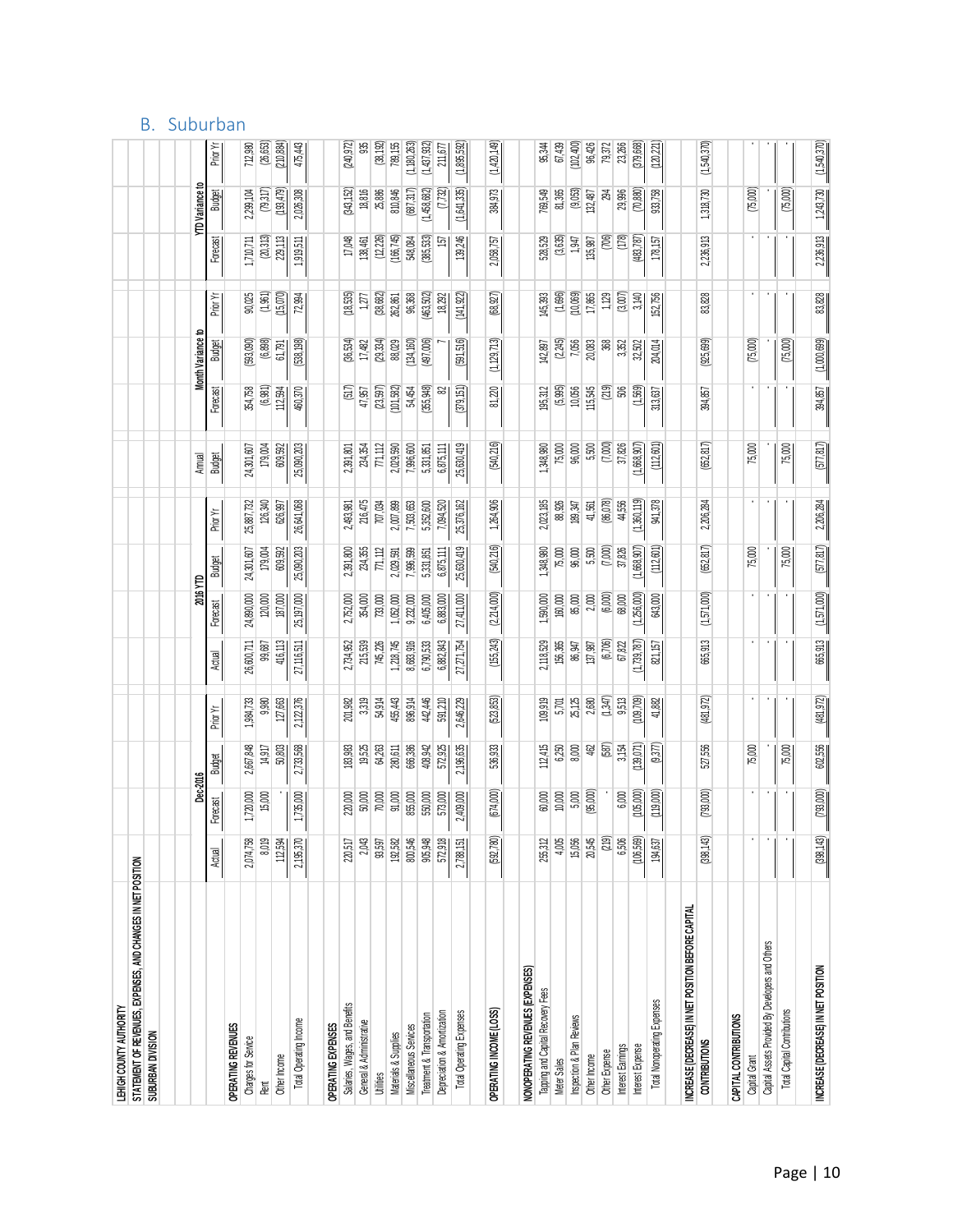## B. Suburban

LEHIGH COUNTY AUTHORITY
STATEMENT OF REVENUES, EXPENSES, AND CHANGES IN NET POSITION
SUBURBAN DIVISION

| | Dec-2016 | | | | 2016 YTD | | | | Annual | Month Variance to | | | YTD Variance to | | |
|---|---|---|---|---|---|---|---|---|---|---|---|---|---|---|---|
| | Actual | Forecast | Budget | Prior Yr | Actual | Forecast | Budget | Prior Yr | Budget | Forecast | Budget | Prior Yr | Forecast | Budget | Prior Yr |
| **OPERATING REVENUES** | | | | | | | | | | | | | | | |
| Charges for Service | 2,074,758 | 1,720,000 | 2,667,848 | 1,984,733 | 26,600,711 | 24,890,000 | 24,301,607 | 25,887,732 | 24,301,607 | 354,758 | (593,090) | 90,025 | 1,710,711 | 2,299,104 | 712,980 |
| Rent | 8,019 | 15,000 | 14,917 | 9,980 | 99,687 | 120,000 | 179,004 | 126,340 | 179,004 | (6,981) | (6,898) | (1,961) | (20,313) | (79,317) | (26,653) |
| Other Income | 112,594 | - | 50,803 | 127,663 | 416,113 | 187,000 | 609,592 | 626,997 | 609,592 | 112,594 | 61,791 | (15,070) | 229,113 | (193,479) | (210,884) |
| Total Operating Income | 2,195,370 | 1,735,000 | 2,733,568 | 2,122,376 | 27,116,511 | 25,197,000 | 25,090,203 | 26,641,068 | 25,090,203 | 460,370 | (538,198) | 72,994 | 1,919,511 | 2,026,308 | 475,443 |
| **OPERATING EXPENSES** | | | | | | | | | | | | | | | |
| Salaries, Wages, and Benefits | 220,517 | 220,000 | 183,983 | 201,982 | 2,734,952 | 2,752,000 | 2,391,800 | 2,493,981 | 2,391,801 | (517) | (36,534) | (18,535) | 17,048 | (343,152) | (240,972) |
| General & Administrative | 2,043 | 50,000 | 19,525 | 3,319 | 215,539 | 354,000 | 234,355 | 216,475 | 234,354 | 47,957 | 17,482 | 1,277 | 138,461 | 18,816 | 935 |
| Utilities | 93,597 | 70,000 | 64,263 | 54,914 | 745,226 | 733,000 | 771,112 | 707,034 | 771,112 | (23,597) | (29,334) | (38,682) | (12,226) | 25,886 | (38,192) |
| Materials & Supplies | 192,582 | 91,000 | 280,611 | 455,443 | 1,218,745 | 1,052,000 | 2,029,591 | 2,007,899 | 2,029,590 | (101,582) | 88,029 | 262,861 | (166,745) | 810,846 | 789,155 |
| Miscellaneous Services | 800,546 | 855,000 | 666,386 | 896,914 | 8,683,916 | 9,232,000 | 7,996,599 | 7,503,653 | 7,996,600 | 54,454 | (134,160) | 96,368 | 548,084 | (687,317) | (1,180,263) |
| Treatment & Transportation | 905,948 | 550,000 | 408,942 | 442,446 | 6,790,533 | 6,405,000 | 5,331,851 | 5,352,600 | 5,331,851 | (355,948) | (497,006) | (463,502) | (385,533) | (1,458,682) | (1,437,932) |
| Depreciation & Amortization | 572,918 | 573,000 | 572,925 | 591,210 | 6,882,843 | 6,883,000 | 6,875,111 | 7,094,520 | 6,875,111 | 82 | 7 | 18,292 | 157 | (7,732) | 211,677 |
| Total Operating Expenses | 2,788,151 | 2,409,000 | 2,196,635 | 2,646,229 | 27,271,754 | 27,411,000 | 25,630,419 | 25,376,162 | 25,630,419 | (379,151) | (591,516) | (141,922) | 139,246 | (1,641,335) | (1,895,592) |
| **OPERATING INCOME (LOSS)** | (592,780) | (674,000) | 536,933 | (523,853) | (155,243) | (2,214,000) | (540,216) | 1,264,906 | (540,216) | 81,220 | (1,129,713) | (68,927) | 2,058,757 | 384,973 | (1,420,149) |
| **NONOPERATING REVENUES (EXPENSES)** | | | | | | | | | | | | | | | |
| Tapping and Capital Recovery Fees | 255,312 | 60,000 | 112,415 | 109,919 | 2,118,529 | 1,590,000 | 1,348,980 | 2,023,185 | 1,348,980 | 195,312 | 142,897 | 145,393 | 528,529 | 769,549 | 95,344 |
| Meter Sales | 4,005 | 10,000 | 6,250 | 5,701 | 156,365 | 160,000 | 75,000 | 88,926 | 75,000 | (5,995) | (2,245) | (1,696) | (3,635) | 81,365 | 67,439 |
| Inspection & Plan Reviews | 15,056 | 5,000 | 8,000 | 25,125 | 86,947 | 85,000 | 96,000 | 189,347 | 96,000 | 10,056 | 7,056 | (10,069) | 1,947 | (9,053) | (102,400) |
| Other Income | 20,545 | (95,000) | 462 | 2,680 | 137,987 | 2,000 | 5,500 | 41,561 | 5,500 | 115,545 | 20,083 | 17,865 | 135,987 | 132,487 | 96,426 |
| Other Expense | (219) | - | (587) | (1,347) | (6,706) | (6,000) | (7,000) | (86,078) | (7,000) | (219) | 368 | 1,129 | (706) | 294 | 79,372 |
| Interest Earnings | 6,506 | 6,000 | 3,154 | 9,513 | 67,822 | 68,000 | 37,826 | 44,556 | 37,826 | 506 | 3,352 | (3,007) | (178) | 29,996 | 23,266 |
| Interest Expense | (106,569) | (105,000) | (139,071) | (109,709) | (1,739,787) | (1,256,000) | (1,668,907) | (1,360,119) | (1,668,907) | (1,569) | 32,502 | 3,140 | (483,787) | (70,880) | (379,668) |
| Total Nonoperating Expenses | 194,637 | (119,000) | (9,377) | 41,882 | 821,157 | 643,000 | (112,601) | 941,378 | (112,601) | 313,637 | 204,014 | 152,756 | 178,157 | 933,758 | (120,221) |
| **INCREASE (DECREASE) IN NET POSITION BEFORE CAPITAL CONTRIBUTIONS** | (398,143) | (793,000) | 527,556 | (481,972) | 665,913 | (1,571,000) | (652,817) | 2,206,284 | (652,817) | 394,857 | (925,699) | 83,828 | 2,236,913 | 1,318,730 | (1,540,370) |
| **CAPITAL CONTRIBUTIONS** | | | | | | | | | | | | | | | |
| Capital Grant | - | - | 75,000 | - | - | - | 75,000 | - | 75,000 | - | (75,000) | - | - | (75,000) | - |
| Capital Assets Provided By Developers and Others | - | - | - | - | - | - | - | - | - | - | - | - | - | - | - |
| Total Capital Contributions | - | - | 75,000 | - | - | - | 75,000 | - | 75,000 | - | (75,000) | - | - | (75,000) | - |
| **INCREASE (DECREASE) IN NET POSITION** | (398,143) | (793,000) | 602,556 | (481,972) | 665,913 | (1,571,000) | (577,817) | 2,206,284 | (577,817) | 394,857 | (1,000,699) | 83,828 | 2,236,913 | 1,243,730 | (1,540,370) |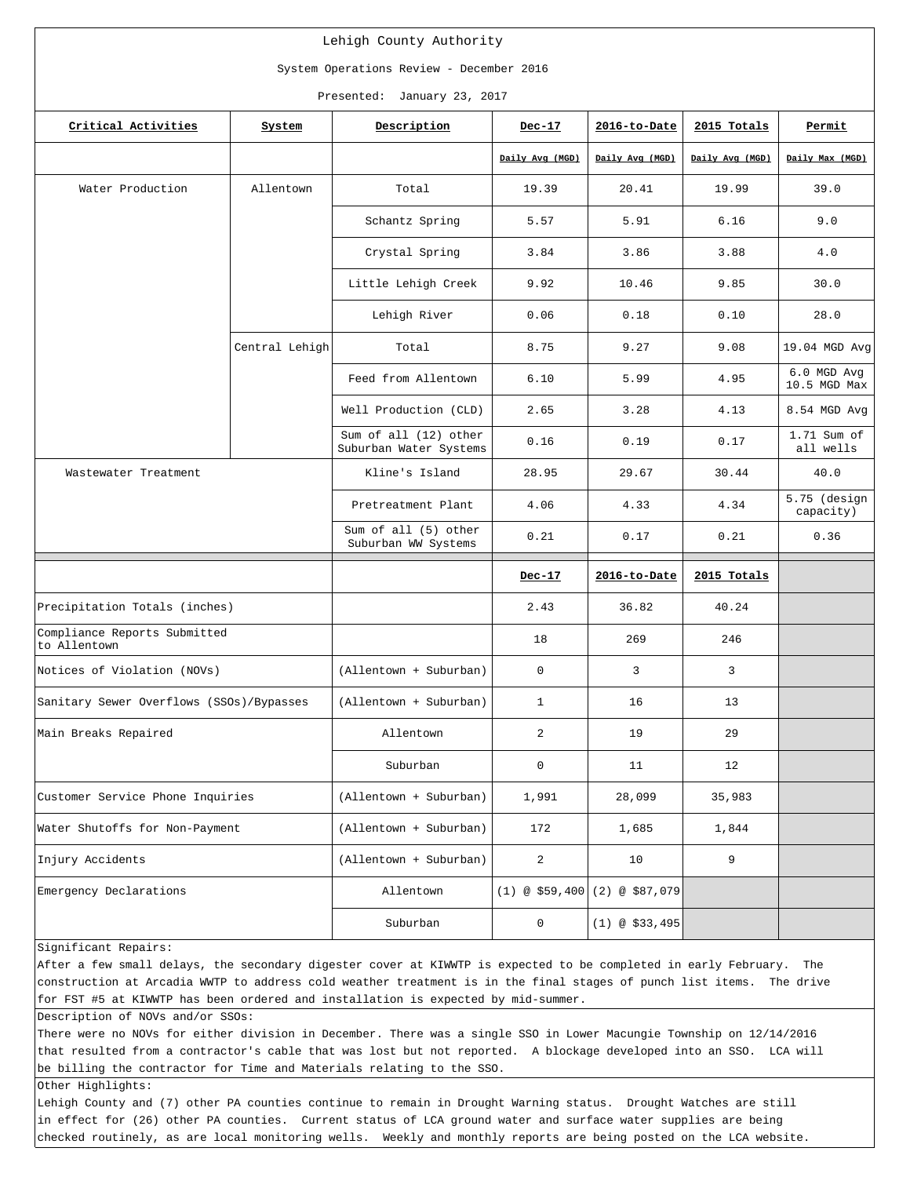# Lehigh County Authority

System Operations Review - December 2016

Presented: January 23, 2017

| Critical Activities | System | Description | Dec-17 | 2016-to-Date | 2015 Totals | Permit |
|---|---|---|---|---|---|---|
| | | | Daily Avg (MGD) | Daily Avg (MGD) | Daily Avg (MGD) | Daily Max (MGD) |
| Water Production | Allentown | Total | 19.39 | 20.41 | 19.99 | 39.0 |
| | | Schantz Spring | 5.57 | 5.91 | 6.16 | 9.0 |
| | | Crystal Spring | 3.84 | 3.86 | 3.88 | 4.0 |
| | | Little Lehigh Creek | 9.92 | 10.46 | 9.85 | 30.0 |
| | | Lehigh River | 0.06 | 0.18 | 0.10 | 28.0 |
| | Central Lehigh | Total | 8.75 | 9.27 | 9.08 | 19.04 MGD Avg |
| | | Feed from Allentown | 6.10 | 5.99 | 4.95 | 6.0 MGD Avg 10.5 MGD Max |
| | | Well Production (CLD) | 2.65 | 3.28 | 4.13 | 8.54 MGD Avg |
| | | Sum of all (12) other Suburban Water Systems | 0.16 | 0.19 | 0.17 | 1.71 Sum of all wells |
| Wastewater Treatment | | Kline's Island | 28.95 | 29.67 | 30.44 | 40.0 |
| | | Pretreatment Plant | 4.06 | 4.33 | 4.34 | 5.75 (design capacity) |
| | | Sum of all (5) other Suburban WW Systems | 0.21 | 0.17 | 0.21 | 0.36 |

| | | Dec-17 | 2016-to-Date | 2015 Totals | |
|---|---|---|---|---|---|
| Precipitation Totals (inches) | | 2.43 | 36.82 | 40.24 | |
| Compliance Reports Submitted to Allentown | | 18 | 269 | 246 | |
| Notices of Violation (NOVs) | (Allentown + Suburban) | 0 | 3 | 3 | |
| Sanitary Sewer Overflows (SSOs)/Bypasses | (Allentown + Suburban) | 1 | 16 | 13 | |
| Main Breaks Repaired | Allentown | 2 | 19 | 29 | |
| | Suburban | 0 | 11 | 12 | |
| Customer Service Phone Inquiries | (Allentown + Suburban) | 1,991 | 28,099 | 35,983 | |
| Water Shutoffs for Non-Payment | (Allentown + Suburban) | 172 | 1,685 | 1,844 | |
| Injury Accidents | (Allentown + Suburban) | 2 | 10 | 9 | |
| Emergency Declarations | Allentown | (1) @ $59,400 | (2) @ $87,079 | | |
| | Suburban | 0 | (1) @ $33,495 | | |

Significant Repairs:
After a few small delays, the secondary digester cover at KIWWTP is expected to be completed in early February. The construction at Arcadia WWTP to address cold weather treatment is in the final stages of punch list items. The drive for FST #5 at KIWWTP has been ordered and installation is expected by mid-summer.

Description of NOVs and/or SSOs:
There were no NOVs for either division in December. There was a single SSO in Lower Macungie Township on 12/14/2016 that resulted from a contractor's cable that was lost but not reported. A blockage developed into an SSO. LCA will be billing the contractor for Time and Materials relating to the SSO.

Other Highlights:
Lehigh County and (7) other PA counties continue to remain in Drought Warning status. Drought Watches are still in effect for (26) other PA counties. Current status of LCA ground water and surface water supplies are being checked routinely, as are local monitoring wells. Weekly and monthly reports are being posted on the LCA website.